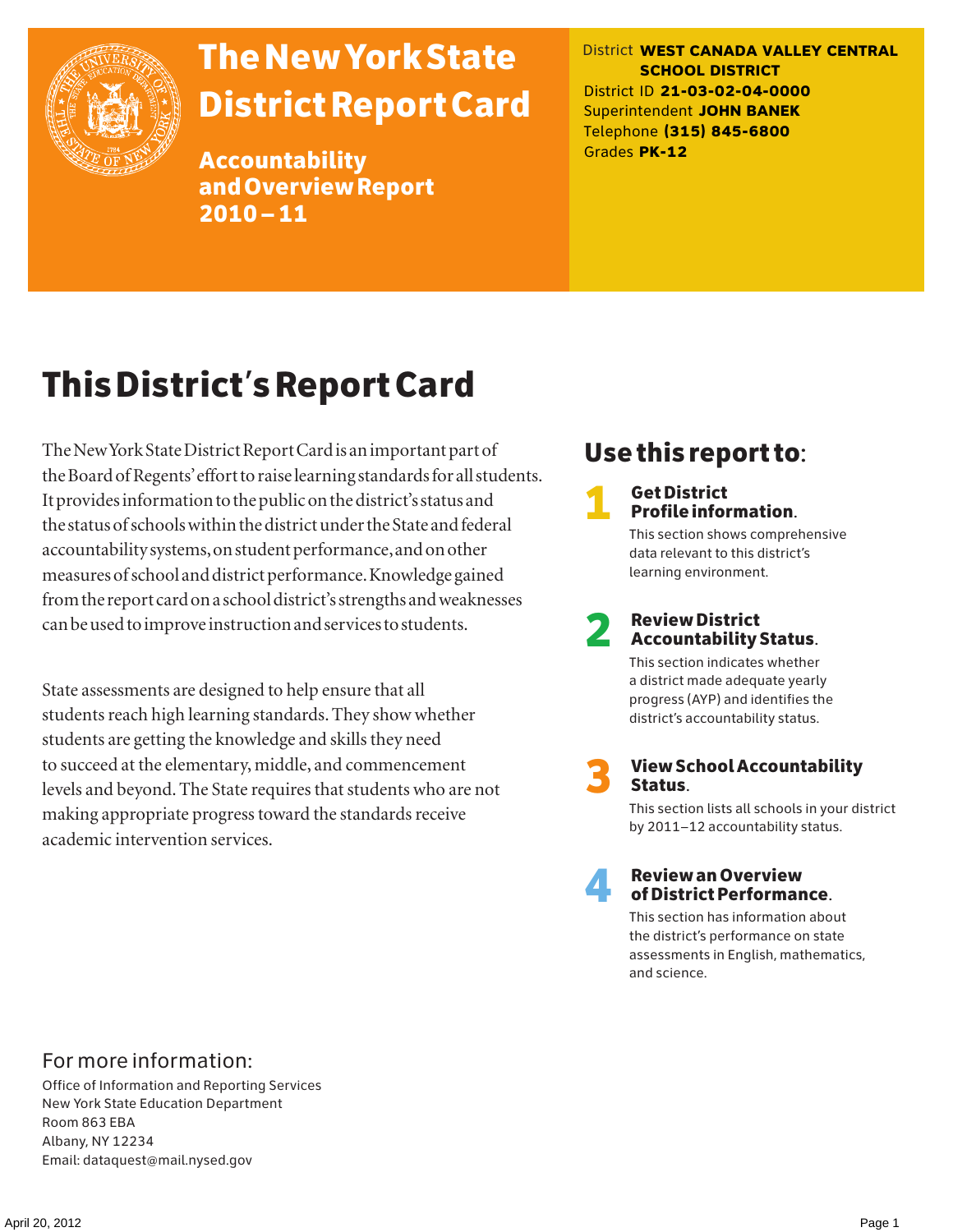# The New York State District Report Card

## Accountability and Overview Report 2010 – 11

District **WEST CANADA VALLEY CENTRAL SCHOOL DISTRICT**
District ID **21-03-02-04-0000**
Superintendent **JOHN BANEK**
Telephone **(315) 845-6800**
Grades **PK-12**

# This District's Report Card

The New York State District Report Card is an important part of the Board of Regents' effort to raise learning standards for all students. It provides information to the public on the district's status and the status of schools within the district under the State and federal accountability systems, on student performance, and on other measures of school and district performance. Knowledge gained from the report card on a school district's strengths and weaknesses can be used to improve instruction and services to students.

State assessments are designed to help ensure that all students reach high learning standards. They show whether students are getting the knowledge and skills they need to succeed at the elementary, middle, and commencement levels and beyond. The State requires that students who are not making appropriate progress toward the standards receive academic intervention services.

## Use this report to:

**1 Get District Profile information.**
This section shows comprehensive data relevant to this district's learning environment.

**2 Review District Accountability Status.**
This section indicates whether a district made adequate yearly progress (AYP) and identifies the district's accountability status.

**3 View School Accountability Status.**
This section lists all schools in your district by 2011–12 accountability status.

**4 Review an Overview of District Performance.**
This section has information about the district's performance on state assessments in English, mathematics, and science.

## For more information:

Office of Information and Reporting Services
New York State Education Department
Room 863 EBA
Albany, NY 12234
Email: dataquest@mail.nysed.gov

April 20, 2012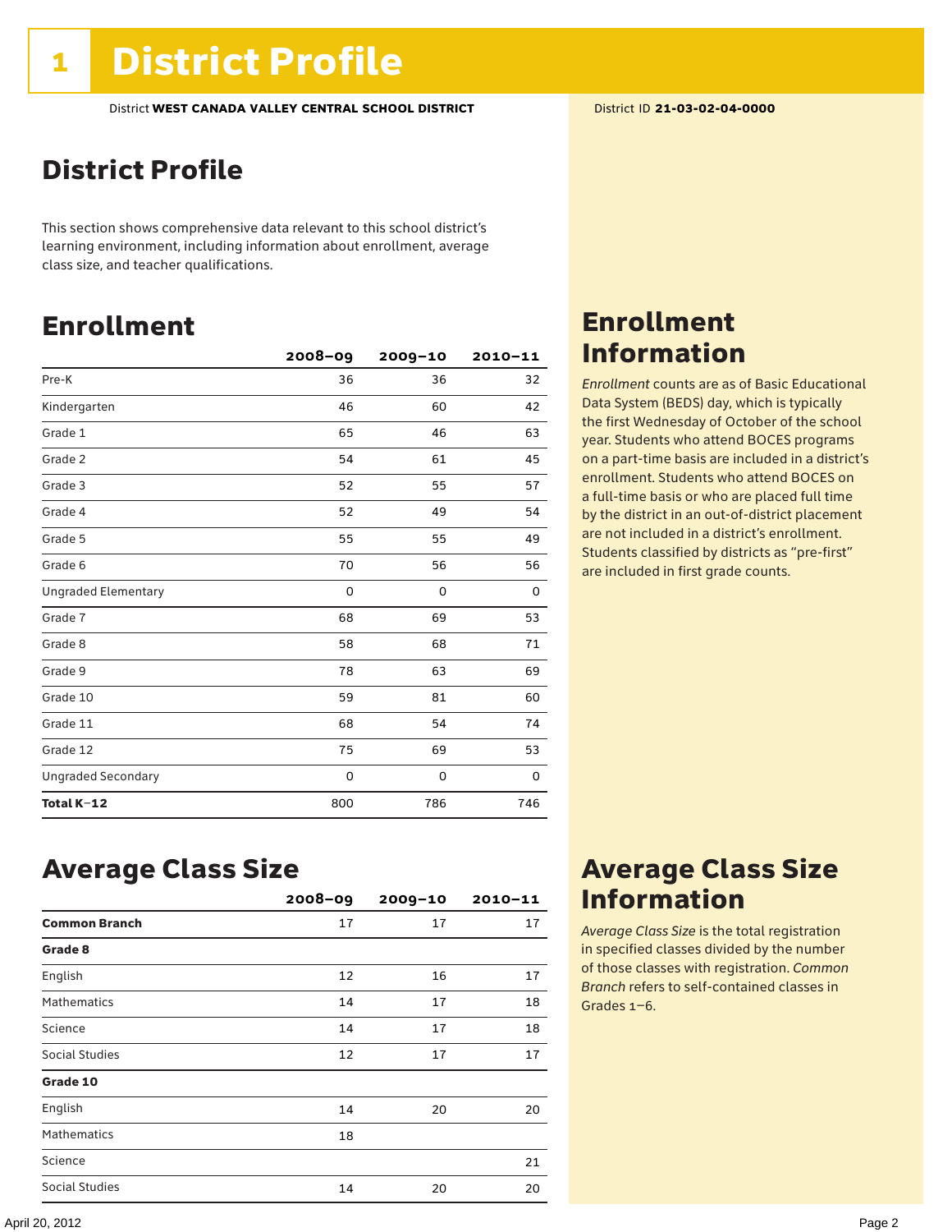# 1 District Profile

District **WEST CANADA VALLEY CENTRAL SCHOOL DISTRICT**

District ID **21-03-02-04-0000**

## District Profile

This section shows comprehensive data relevant to this school district's learning environment, including information about enrollment, average class size, and teacher qualifications.

## Enrollment

| | 2008–09 | 2009–10 | 2010–11 |
|---|---|---|---|
| Pre-K | 36 | 36 | 32 |
| Kindergarten | 46 | 60 | 42 |
| Grade 1 | 65 | 46 | 63 |
| Grade 2 | 54 | 61 | 45 |
| Grade 3 | 52 | 55 | 57 |
| Grade 4 | 52 | 49 | 54 |
| Grade 5 | 55 | 55 | 49 |
| Grade 6 | 70 | 56 | 56 |
| Ungraded Elementary | 0 | 0 | 0 |
| Grade 7 | 68 | 69 | 53 |
| Grade 8 | 58 | 68 | 71 |
| Grade 9 | 78 | 63 | 69 |
| Grade 10 | 59 | 81 | 60 |
| Grade 11 | 68 | 54 | 74 |
| Grade 12 | 75 | 69 | 53 |
| Ungraded Secondary | 0 | 0 | 0 |
| **Total K–12** | 800 | 786 | 746 |

## Enrollment Information

*Enrollment* counts are as of Basic Educational Data System (BEDS) day, which is typically the first Wednesday of October of the school year. Students who attend BOCES programs on a part-time basis are included in a district's enrollment. Students who attend BOCES on a full-time basis or who are placed full time by the district in an out-of-district placement are not included in a district's enrollment. Students classified by districts as "pre-first" are included in first grade counts.

## Average Class Size

| | 2008–09 | 2009–10 | 2010–11 |
|---|---|---|---|
| **Common Branch** | 17 | 17 | 17 |
| **Grade 8** | | | |
| English | 12 | 16 | 17 |
| Mathematics | 14 | 17 | 18 |
| Science | 14 | 17 | 18 |
| Social Studies | 12 | 17 | 17 |
| **Grade 10** | | | |
| English | 14 | 20 | 20 |
| Mathematics | 18 | | |
| Science | | | 21 |
| Social Studies | 14 | 20 | 20 |

## Average Class Size Information

*Average Class Size* is the total registration in specified classes divided by the number of those classes with registration. *Common Branch* refers to self-contained classes in Grades 1–6.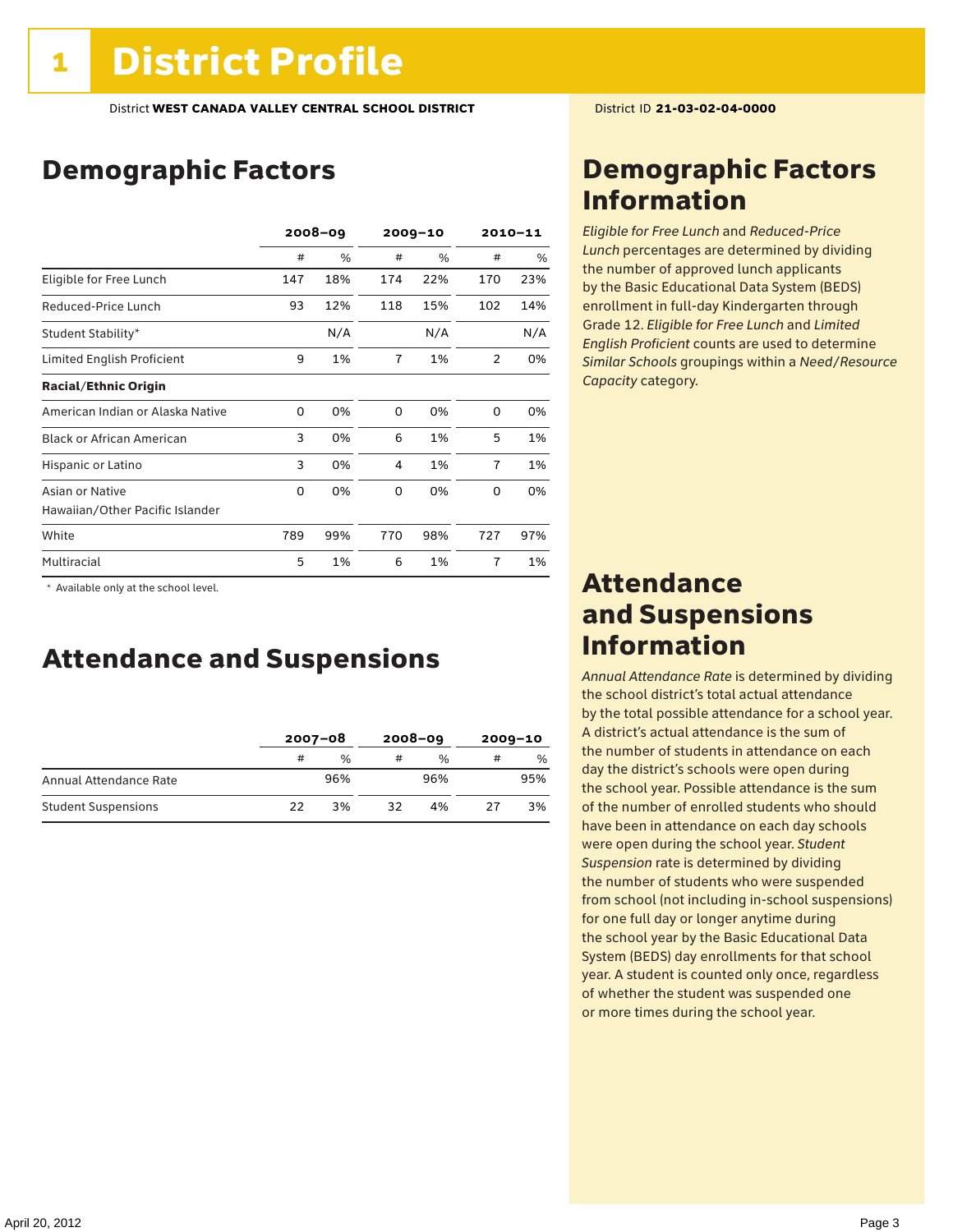# 1 District Profile

District **WEST CANADA VALLEY CENTRAL SCHOOL DISTRICT**

District ID **21-03-02-04-0000**

## Demographic Factors

| | 2008–09 | | 2009–10 | | 2010–11 | |
|---|---|---|---|---|---|---|
| | # | % | # | % | # | % |
| Eligible for Free Lunch | 147 | 18% | 174 | 22% | 170 | 23% |
| Reduced-Price Lunch | 93 | 12% | 118 | 15% | 102 | 14% |
| Student Stability* | | N/A | | N/A | | N/A |
| Limited English Proficient | 9 | 1% | 7 | 1% | 2 | 0% |
| **Racial/Ethnic Origin** | | | | | | |
| American Indian or Alaska Native | 0 | 0% | 0 | 0% | 0 | 0% |
| Black or African American | 3 | 0% | 6 | 1% | 5 | 1% |
| Hispanic or Latino | 3 | 0% | 4 | 1% | 7 | 1% |
| Asian or Native Hawaiian/Other Pacific Islander | 0 | 0% | 0 | 0% | 0 | 0% |
| White | 789 | 99% | 770 | 98% | 727 | 97% |
| Multiracial | 5 | 1% | 6 | 1% | 7 | 1% |

\* Available only at the school level.

## Attendance and Suspensions

| | 2007–08 | | 2008–09 | | 2009–10 | |
|---|---|---|---|---|---|---|
| | # | % | # | % | # | % |
| Annual Attendance Rate | | 96% | | 96% | | 95% |
| Student Suspensions | 22 | 3% | 32 | 4% | 27 | 3% |

## Demographic Factors Information

*Eligible for Free Lunch* and *Reduced-Price Lunch* percentages are determined by dividing the number of approved lunch applicants by the Basic Educational Data System (BEDS) enrollment in full-day Kindergarten through Grade 12. *Eligible for Free Lunch* and *Limited English Proficient* counts are used to determine *Similar Schools* groupings within a *Need/Resource Capacity* category.

## Attendance and Suspensions Information

*Annual Attendance Rate* is determined by dividing the school district's total actual attendance by the total possible attendance for a school year. A district's actual attendance is the sum of the number of students in attendance on each day the district's schools were open during the school year. Possible attendance is the sum of the number of enrolled students who should have been in attendance on each day schools were open during the school year. *Student Suspension* rate is determined by dividing the number of students who were suspended from school (not including in-school suspensions) for one full day or longer anytime during the school year by the Basic Educational Data System (BEDS) day enrollments for that school year. A student is counted only once, regardless of whether the student was suspended one or more times during the school year.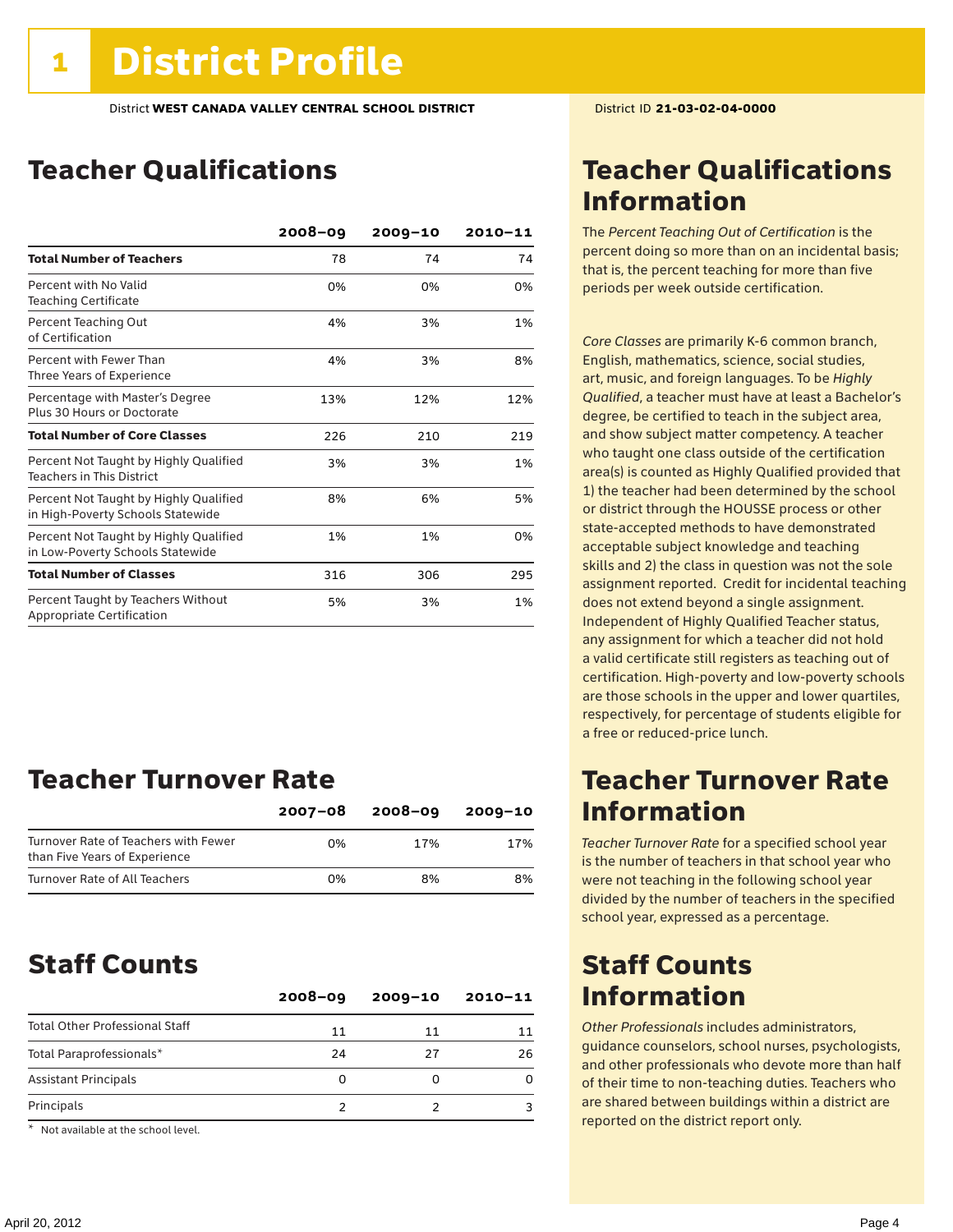# 1 District Profile

District **WEST CANADA VALLEY CENTRAL SCHOOL DISTRICT**

District ID **21-03-02-04-0000**

## Teacher Qualifications

| | 2008–09 | 2009–10 | 2010–11 |
|---|---|---|---|
| **Total Number of Teachers** | 78 | 74 | 74 |
| Percent with No Valid Teaching Certificate | 0% | 0% | 0% |
| Percent Teaching Out of Certification | 4% | 3% | 1% |
| Percent with Fewer Than Three Years of Experience | 4% | 3% | 8% |
| Percentage with Master's Degree Plus 30 Hours or Doctorate | 13% | 12% | 12% |
| **Total Number of Core Classes** | 226 | 210 | 219 |
| Percent Not Taught by Highly Qualified Teachers in This District | 3% | 3% | 1% |
| Percent Not Taught by Highly Qualified in High-Poverty Schools Statewide | 8% | 6% | 5% |
| Percent Not Taught by Highly Qualified in Low-Poverty Schools Statewide | 1% | 1% | 0% |
| **Total Number of Classes** | 316 | 306 | 295 |
| Percent Taught by Teachers Without Appropriate Certification | 5% | 3% | 1% |

## Teacher Turnover Rate

| | 2007–08 | 2008–09 | 2009–10 |
|---|---|---|---|
| Turnover Rate of Teachers with Fewer than Five Years of Experience | 0% | 17% | 17% |
| Turnover Rate of All Teachers | 0% | 8% | 8% |

## Staff Counts

| | 2008–09 | 2009–10 | 2010–11 |
|---|---|---|---|
| Total Other Professional Staff | 11 | 11 | 11 |
| Total Paraprofessionals* | 24 | 27 | 26 |
| Assistant Principals | 0 | 0 | 0 |
| Principals | 2 | 2 | 3 |

\* Not available at the school level.

## Teacher Qualifications Information

The *Percent Teaching Out of Certification* is the percent doing so more than on an incidental basis; that is, the percent teaching for more than five periods per week outside certification.

*Core Classes* are primarily K-6 common branch, English, mathematics, science, social studies, art, music, and foreign languages. To be *Highly Qualified*, a teacher must have at least a Bachelor's degree, be certified to teach in the subject area, and show subject matter competency. A teacher who taught one class outside of the certification area(s) is counted as Highly Qualified provided that 1) the teacher had been determined by the school or district through the HOUSSE process or other state-accepted methods to have demonstrated acceptable subject knowledge and teaching skills and 2) the class in question was not the sole assignment reported. Credit for incidental teaching does not extend beyond a single assignment. Independent of Highly Qualified Teacher status, any assignment for which a teacher did not hold a valid certificate still registers as teaching out of certification. High-poverty and low-poverty schools are those schools in the upper and lower quartiles, respectively, for percentage of students eligible for a free or reduced-price lunch.

## Teacher Turnover Rate Information

*Teacher Turnover Rate* for a specified school year is the number of teachers in that school year who were not teaching in the following school year divided by the number of teachers in the specified school year, expressed as a percentage.

## Staff Counts Information

*Other Professionals* includes administrators, guidance counselors, school nurses, psychologists, and other professionals who devote more than half of their time to non-teaching duties. Teachers who are shared between buildings within a district are reported on the district report only.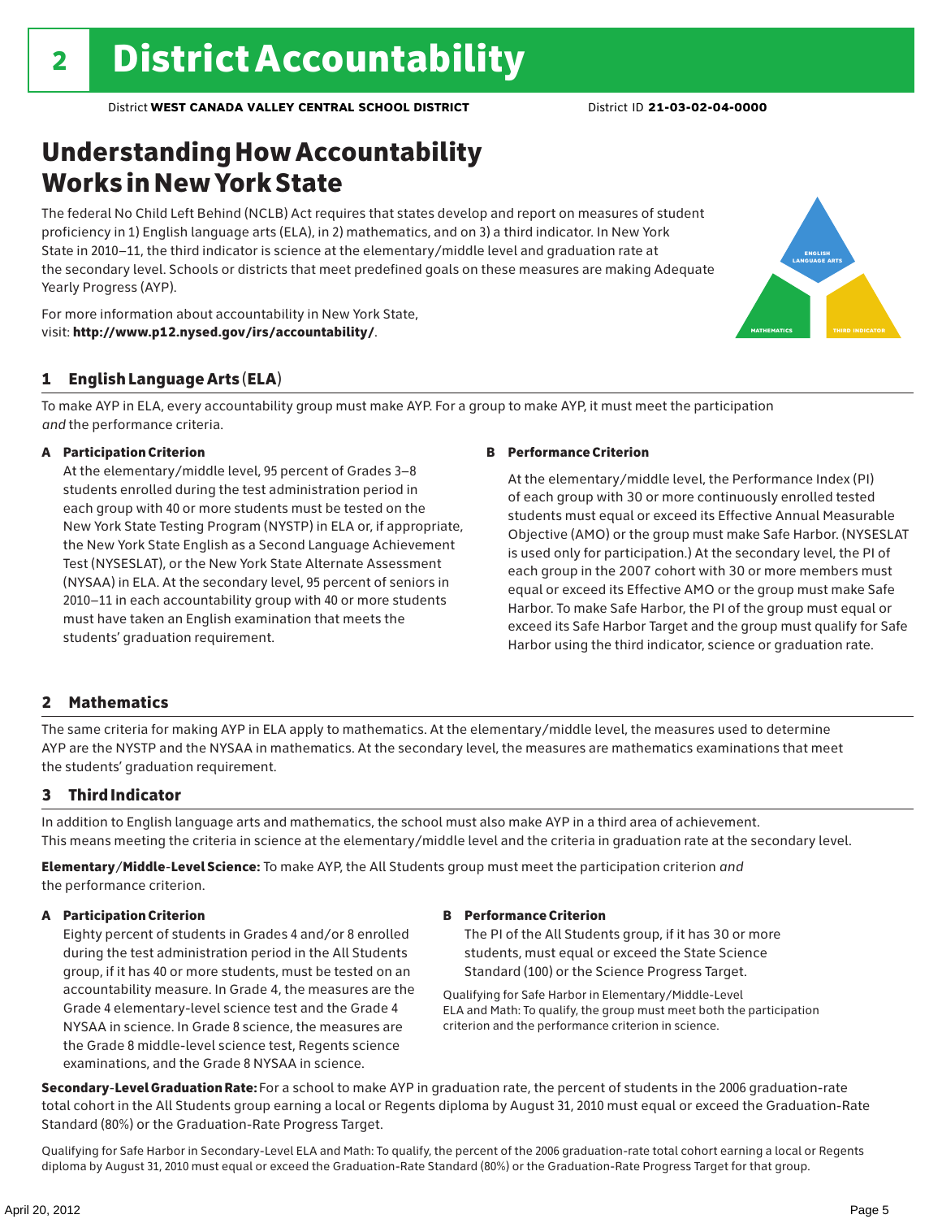# 2 District Accountability

District **WEST CANADA VALLEY CENTRAL SCHOOL DISTRICT** District ID **21-03-02-04-0000**

## Understanding How Accountability Works in New York State

The federal No Child Left Behind (NCLB) Act requires that states develop and report on measures of student proficiency in 1) English language arts (ELA), in 2) mathematics, and on 3) a third indicator. In New York State in 2010–11, the third indicator is science at the elementary/middle level and graduation rate at the secondary level. Schools or districts that meet predefined goals on these measures are making Adequate Yearly Progress (AYP).

For more information about accountability in New York State, visit: **http://www.p12.nysed.gov/irs/accountability/**.

ENGLISH LANGUAGE ARTS

MATHEMATICS

THIRD INDICATOR

### 1 English Language Arts (ELA)

To make AYP in ELA, every accountability group must make AYP. For a group to make AYP, it must meet the participation *and* the performance criteria.

**A Participation Criterion**

At the elementary/middle level, 95 percent of Grades 3–8 students enrolled during the test administration period in each group with 40 or more students must be tested on the New York State Testing Program (NYSTP) in ELA or, if appropriate, the New York State English as a Second Language Achievement Test (NYSESLAT), or the New York State Alternate Assessment (NYSAA) in ELA. At the secondary level, 95 percent of seniors in 2010–11 in each accountability group with 40 or more students must have taken an English examination that meets the students' graduation requirement.

**B Performance Criterion**

At the elementary/middle level, the Performance Index (PI) of each group with 30 or more continuously enrolled tested students must equal or exceed its Effective Annual Measurable Objective (AMO) or the group must make Safe Harbor. (NYSESLAT is used only for participation.) At the secondary level, the PI of each group in the 2007 cohort with 30 or more members must equal or exceed its Effective AMO or the group must make Safe Harbor. To make Safe Harbor, the PI of the group must equal or exceed its Safe Harbor Target and the group must qualify for Safe Harbor using the third indicator, science or graduation rate.

### 2 Mathematics

The same criteria for making AYP in ELA apply to mathematics. At the elementary/middle level, the measures used to determine AYP are the NYSTP and the NYSAA in mathematics. At the secondary level, the measures are mathematics examinations that meet the students' graduation requirement.

### 3 Third Indicator

In addition to English language arts and mathematics, the school must also make AYP in a third area of achievement. This means meeting the criteria in science at the elementary/middle level and the criteria in graduation rate at the secondary level.

**Elementary/Middle-Level Science:** To make AYP, the All Students group must meet the participation criterion *and* the performance criterion.

**A Participation Criterion**

Eighty percent of students in Grades 4 and/or 8 enrolled during the test administration period in the All Students group, if it has 40 or more students, must be tested on an accountability measure. In Grade 4, the measures are the Grade 4 elementary-level science test and the Grade 4 NYSAA in science. In Grade 8 science, the measures are the Grade 8 middle-level science test, Regents science examinations, and the Grade 8 NYSAA in science.

**B Performance Criterion**

The PI of the All Students group, if it has 30 or more students, must equal or exceed the State Science Standard (100) or the Science Progress Target.

Qualifying for Safe Harbor in Elementary/Middle-Level ELA and Math: To qualify, the group must meet both the participation criterion and the performance criterion in science.

**Secondary-Level Graduation Rate:** For a school to make AYP in graduation rate, the percent of students in the 2006 graduation-rate total cohort in the All Students group earning a local or Regents diploma by August 31, 2010 must equal or exceed the Graduation-Rate Standard (80%) or the Graduation-Rate Progress Target.

Qualifying for Safe Harbor in Secondary-Level ELA and Math: To qualify, the percent of the 2006 graduation-rate total cohort earning a local or Regents diploma by August 31, 2010 must equal or exceed the Graduation-Rate Standard (80%) or the Graduation-Rate Progress Target for that group.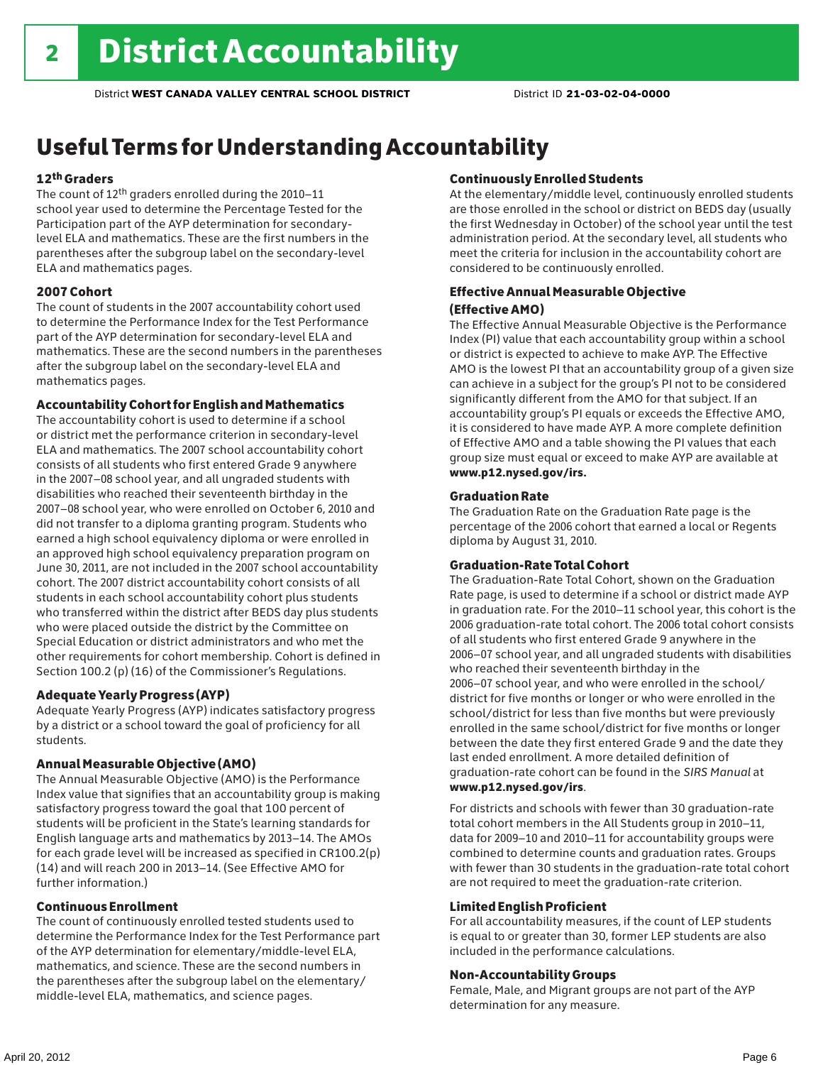# 2 District Accountability

District **WEST CANADA VALLEY CENTRAL SCHOOL DISTRICT** District ID **21-03-02-04-0000**

## Useful Terms for Understanding Accountability

### 12th Graders

The count of 12th graders enrolled during the 2010–11 school year used to determine the Percentage Tested for the Participation part of the AYP determination for secondary-level ELA and mathematics. These are the first numbers in the parentheses after the subgroup label on the secondary-level ELA and mathematics pages.

### 2007 Cohort

The count of students in the 2007 accountability cohort used to determine the Performance Index for the Test Performance part of the AYP determination for secondary-level ELA and mathematics. These are the second numbers in the parentheses after the subgroup label on the secondary-level ELA and mathematics pages.

### Accountability Cohort for English and Mathematics

The accountability cohort is used to determine if a school or district met the performance criterion in secondary-level ELA and mathematics. The 2007 school accountability cohort consists of all students who first entered Grade 9 anywhere in the 2007–08 school year, and all ungraded students with disabilities who reached their seventeenth birthday in the 2007–08 school year, who were enrolled on October 6, 2010 and did not transfer to a diploma granting program. Students who earned a high school equivalency diploma or were enrolled in an approved high school equivalency preparation program on June 30, 2011, are not included in the 2007 school accountability cohort. The 2007 district accountability cohort consists of all students in each school accountability cohort plus students who transferred within the district after BEDS day plus students who were placed outside the district by the Committee on Special Education or district administrators and who met the other requirements for cohort membership. Cohort is defined in Section 100.2 (p) (16) of the Commissioner's Regulations.

### Adequate Yearly Progress (AYP)

Adequate Yearly Progress (AYP) indicates satisfactory progress by a district or a school toward the goal of proficiency for all students.

### Annual Measurable Objective (AMO)

The Annual Measurable Objective (AMO) is the Performance Index value that signifies that an accountability group is making satisfactory progress toward the goal that 100 percent of students will be proficient in the State's learning standards for English language arts and mathematics by 2013–14. The AMOs for each grade level will be increased as specified in CR100.2(p)(14) and will reach 200 in 2013–14. (See Effective AMO for further information.)

### Continuous Enrollment

The count of continuously enrolled tested students used to determine the Performance Index for the Test Performance part of the AYP determination for elementary/middle-level ELA, mathematics, and science. These are the second numbers in the parentheses after the subgroup label on the elementary/middle-level ELA, mathematics, and science pages.

### Continuously Enrolled Students

At the elementary/middle level, continuously enrolled students are those enrolled in the school or district on BEDS day (usually the first Wednesday in October) of the school year until the test administration period. At the secondary level, all students who meet the criteria for inclusion in the accountability cohort are considered to be continuously enrolled.

### Effective Annual Measurable Objective (Effective AMO)

The Effective Annual Measurable Objective is the Performance Index (PI) value that each accountability group within a school or district is expected to achieve to make AYP. The Effective AMO is the lowest PI that an accountability group of a given size can achieve in a subject for the group's PI not to be considered significantly different from the AMO for that subject. If an accountability group's PI equals or exceeds the Effective AMO, it is considered to have made AYP. A more complete definition of Effective AMO and a table showing the PI values that each group size must equal or exceed to make AYP are available at **www.p12.nysed.gov/irs.**

### Graduation Rate

The Graduation Rate on the Graduation Rate page is the percentage of the 2006 cohort that earned a local or Regents diploma by August 31, 2010.

### Graduation-Rate Total Cohort

The Graduation-Rate Total Cohort, shown on the Graduation Rate page, is used to determine if a school or district made AYP in graduation rate. For the 2010–11 school year, this cohort is the 2006 graduation-rate total cohort. The 2006 total cohort consists of all students who first entered Grade 9 anywhere in the 2006–07 school year, and all ungraded students with disabilities who reached their seventeenth birthday in the 2006–07 school year, and who were enrolled in the school/district for five months or longer or who were enrolled in the school/district for less than five months but were previously enrolled in the same school/district for five months or longer between the date they first entered Grade 9 and the date they last ended enrollment. A more detailed definition of graduation-rate cohort can be found in the *SIRS Manual* at **www.p12.nysed.gov/irs**.

For districts and schools with fewer than 30 graduation-rate total cohort members in the All Students group in 2010–11, data for 2009–10 and 2010–11 for accountability groups were combined to determine counts and graduation rates. Groups with fewer than 30 students in the graduation-rate total cohort are not required to meet the graduation-rate criterion.

### Limited English Proficient

For all accountability measures, if the count of LEP students is equal to or greater than 30, former LEP students are also included in the performance calculations.

### Non-Accountability Groups

Female, Male, and Migrant groups are not part of the AYP determination for any measure.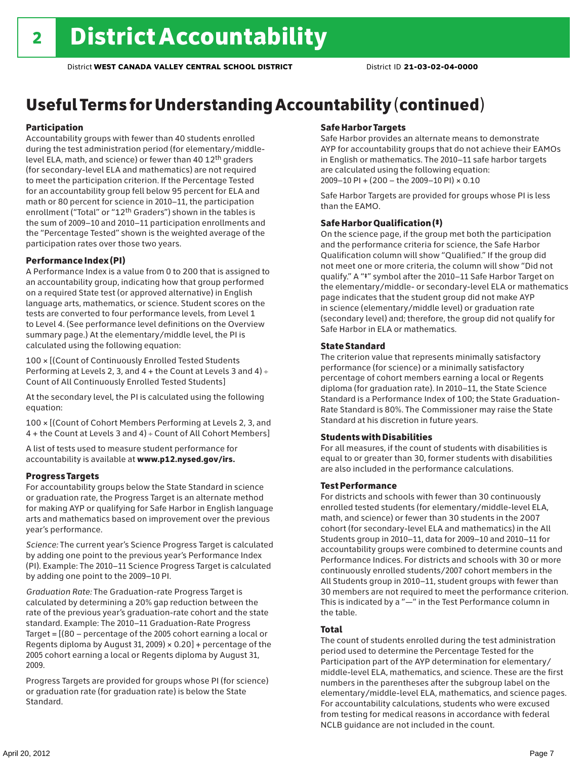# 2 District Accountability

District **WEST CANADA VALLEY CENTRAL SCHOOL DISTRICT** District ID **21-03-02-04-0000**

## Useful Terms for Understanding Accountability (continued)

### Participation

Accountability groups with fewer than 40 students enrolled during the test administration period (for elementary/middle-level ELA, math, and science) or fewer than 40 12th graders (for secondary-level ELA and mathematics) are not required to meet the participation criterion. If the Percentage Tested for an accountability group fell below 95 percent for ELA and math or 80 percent for science in 2010–11, the participation enrollment ("Total" or "12th Graders") shown in the tables is the sum of 2009–10 and 2010–11 participation enrollments and the "Percentage Tested" shown is the weighted average of the participation rates over those two years.

### Performance Index (PI)

A Performance Index is a value from 0 to 200 that is assigned to an accountability group, indicating how that group performed on a required State test (or approved alternative) in English language arts, mathematics, or science. Student scores on the tests are converted to four performance levels, from Level 1 to Level 4. (See performance level definitions on the Overview summary page.) At the elementary/middle level, the PI is calculated using the following equation:

100 × [(Count of Continuously Enrolled Tested Students Performing at Levels 2, 3, and 4 + the Count at Levels 3 and 4) ÷ Count of All Continuously Enrolled Tested Students]

At the secondary level, the PI is calculated using the following equation:

100 × [(Count of Cohort Members Performing at Levels 2, 3, and 4 + the Count at Levels 3 and 4) ÷ Count of All Cohort Members]

A list of tests used to measure student performance for accountability is available at **www.p12.nysed.gov/irs.**

### Progress Targets

For accountability groups below the State Standard in science or graduation rate, the Progress Target is an alternate method for making AYP or qualifying for Safe Harbor in English language arts and mathematics based on improvement over the previous year's performance.

*Science:* The current year's Science Progress Target is calculated by adding one point to the previous year's Performance Index (PI). Example: The 2010–11 Science Progress Target is calculated by adding one point to the 2009–10 PI.

*Graduation Rate:* The Graduation-rate Progress Target is calculated by determining a 20% gap reduction between the rate of the previous year's graduation-rate cohort and the state standard. Example: The 2010–11 Graduation-Rate Progress Target = [(80 – percentage of the 2005 cohort earning a local or Regents diploma by August 31, 2009) × 0.20] + percentage of the 2005 cohort earning a local or Regents diploma by August 31, 2009.

Progress Targets are provided for groups whose PI (for science) or graduation rate (for graduation rate) is below the State Standard.

### Safe Harbor Targets

Safe Harbor provides an alternate means to demonstrate AYP for accountability groups that do not achieve their EAMOs in English or mathematics. The 2010–11 safe harbor targets are calculated using the following equation:
2009–10 PI + (200 – the 2009–10 PI) × 0.10

Safe Harbor Targets are provided for groups whose PI is less than the EAMO.

### Safe Harbor Qualification (‡)

On the science page, if the group met both the participation and the performance criteria for science, the Safe Harbor Qualification column will show "Qualified." If the group did not meet one or more criteria, the column will show "Did not qualify." A "‡" symbol after the 2010–11 Safe Harbor Target on the elementary/middle- or secondary-level ELA or mathematics page indicates that the student group did not make AYP in science (elementary/middle level) or graduation rate (secondary level) and; therefore, the group did not qualify for Safe Harbor in ELA or mathematics.

### State Standard

The criterion value that represents minimally satisfactory performance (for science) or a minimally satisfactory percentage of cohort members earning a local or Regents diploma (for graduation rate). In 2010–11, the State Science Standard is a Performance Index of 100; the State Graduation-Rate Standard is 80%. The Commissioner may raise the State Standard at his discretion in future years.

### Students with Disabilities

For all measures, if the count of students with disabilities is equal to or greater than 30, former students with disabilities are also included in the performance calculations.

### Test Performance

For districts and schools with fewer than 30 continuously enrolled tested students (for elementary/middle-level ELA, math, and science) or fewer than 30 students in the 2007 cohort (for secondary-level ELA and mathematics) in the All Students group in 2010–11, data for 2009–10 and 2010–11 for accountability groups were combined to determine counts and Performance Indices. For districts and schools with 30 or more continuously enrolled students/2007 cohort members in the All Students group in 2010–11, student groups with fewer than 30 members are not required to meet the performance criterion. This is indicated by a "—" in the Test Performance column in the table.

### Total

The count of students enrolled during the test administration period used to determine the Percentage Tested for the Participation part of the AYP determination for elementary/middle-level ELA, mathematics, and science. These are the first numbers in the parentheses after the subgroup label on the elementary/middle-level ELA, mathematics, and science pages. For accountability calculations, students who were excused from testing for medical reasons in accordance with federal NCLB guidance are not included in the count.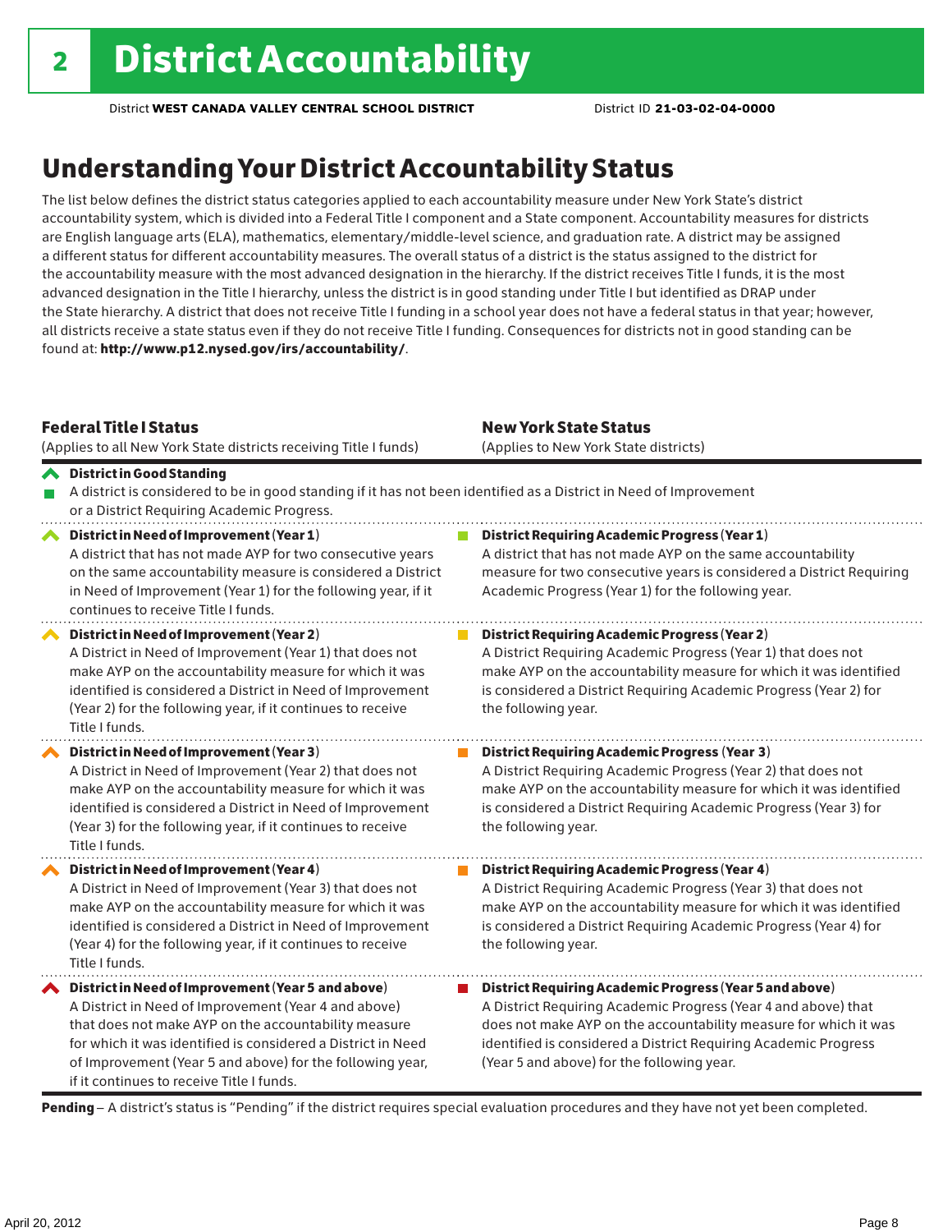# 2 District Accountability

District **WEST CANADA VALLEY CENTRAL SCHOOL DISTRICT** District ID **21-03-02-04-0000**

## Understanding Your District Accountability Status

The list below defines the district status categories applied to each accountability measure under New York State's district accountability system, which is divided into a Federal Title I component and a State component. Accountability measures for districts are English language arts (ELA), mathematics, elementary/middle-level science, and graduation rate. A district may be assigned a different status for different accountability measures. The overall status of a district is the status assigned to the district for the accountability measure with the most advanced designation in the hierarchy. If the district receives Title I funds, it is the most advanced designation in the Title I hierarchy, unless the district is in good standing under Title I but identified as DRAP under the State hierarchy. A district that does not receive Title I funding in a school year does not have a federal status in that year; however, all districts receive a state status even if they do not receive Title I funding. Consequences for districts not in good standing can be found at: **http://www.p12.nysed.gov/irs/accountability/**.

| **Federal Title I Status** (Applies to all New York State districts receiving Title I funds) | **New York State Status** (Applies to New York State districts) |
|---|---|
| **District in Good Standing** A district is considered to be in good standing if it has not been identified as a District in Need of Improvement or a District Requiring Academic Progress. | |
| **District in Need of Improvement (Year 1)** A district that has not made AYP for two consecutive years on the same accountability measure is considered a District in Need of Improvement (Year 1) for the following year, if it continues to receive Title I funds. | **District Requiring Academic Progress (Year 1)** A district that has not made AYP on the same accountability measure for two consecutive years is considered a District Requiring Academic Progress (Year 1) for the following year. |
| **District in Need of Improvement (Year 2)** A District in Need of Improvement (Year 1) that does not make AYP on the accountability measure for which it was identified is considered a District in Need of Improvement (Year 2) for the following year, if it continues to receive Title I funds. | **District Requiring Academic Progress (Year 2)** A District Requiring Academic Progress (Year 1) that does not make AYP on the accountability measure for which it was identified is considered a District Requiring Academic Progress (Year 2) for the following year. |
| **District in Need of Improvement (Year 3)** A District in Need of Improvement (Year 2) that does not make AYP on the accountability measure for which it was identified is considered a District in Need of Improvement (Year 3) for the following year, if it continues to receive Title I funds. | **District Requiring Academic Progress (Year 3)** A District Requiring Academic Progress (Year 2) that does not make AYP on the accountability measure for which it was identified is considered a District Requiring Academic Progress (Year 3) for the following year. |
| **District in Need of Improvement (Year 4)** A District in Need of Improvement (Year 3) that does not make AYP on the accountability measure for which it was identified is considered a District in Need of Improvement (Year 4) for the following year, if it continues to receive Title I funds. | **District Requiring Academic Progress (Year 4)** A District Requiring Academic Progress (Year 3) that does not make AYP on the accountability measure for which it was identified is considered a District Requiring Academic Progress (Year 4) for the following year. |
| **District in Need of Improvement (Year 5 and above)** A District in Need of Improvement (Year 4 and above) that does not make AYP on the accountability measure for which it was identified is considered a District in Need of Improvement (Year 5 and above) for the following year, if it continues to receive Title I funds. | **District Requiring Academic Progress (Year 5 and above)** A District Requiring Academic Progress (Year 4 and above) that does not make AYP on the accountability measure for which it was identified is considered a District Requiring Academic Progress (Year 5 and above) for the following year. |

**Pending** – A district's status is "Pending" if the district requires special evaluation procedures and they have not yet been completed.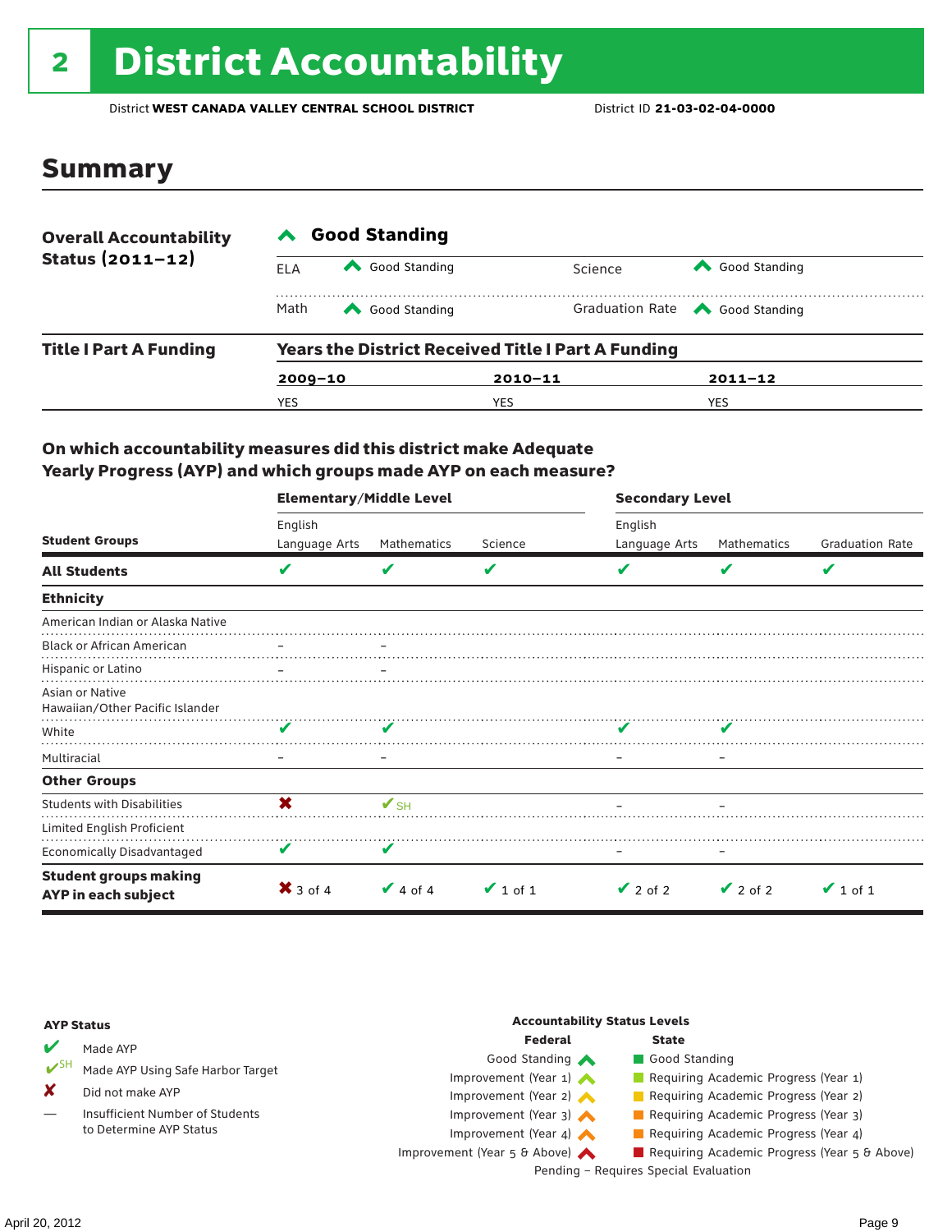# 2 District Accountability

District **WEST CANADA VALLEY CENTRAL SCHOOL DISTRICT** District ID **21-03-02-04-0000**

## Summary

| **Overall Accountability Status (2011–12)** | **Good Standing** | | | |
|---|---|---|---|---|
| | ELA | Good Standing | Science | Good Standing |
| | Math | Good Standing | Graduation Rate | Good Standing |

| **Title I Part A Funding** | **Years the District Received Title I Part A Funding** | | |
|---|---|---|---|
| | **2009–10** | **2010–11** | **2011–12** |
| | YES | YES | YES |

### On which accountability measures did this district make Adequate Yearly Progress (AYP) and which groups made AYP on each measure?

| Student Groups | Elementary/Middle Level: English Language Arts | Elementary/Middle Level: Mathematics | Elementary/Middle Level: Science | Secondary Level: English Language Arts | Secondary Level: Mathematics | Secondary Level: Graduation Rate |
|---|---|---|---|---|---|---|
| **All Students** | ✔ | ✔ | ✔ | ✔ | ✔ | ✔ |
| **Ethnicity** | | | | | | |
| American Indian or Alaska Native | | | | | | |
| Black or African American | – | – | | | | |
| Hispanic or Latino | – | – | | | | |
| Asian or Native Hawaiian/Other Pacific Islander | | | | | | |
| White | ✔ | ✔ | | ✔ | ✔ | |
| Multiracial | – | – | | – | – | |
| **Other Groups** | | | | | | |
| Students with Disabilities | ✘ | ✔SH | | – | – | |
| Limited English Proficient | | | | | | |
| Economically Disadvantaged | ✔ | ✔ | | – | – | |
| **Student groups making AYP in each subject** | ✘ 3 of 4 | ✔ 4 of 4 | ✔ 1 of 1 | ✔ 2 of 2 | ✔ 2 of 2 | ✔ 1 of 1 |

**AYP Status**

- ✔ Made AYP
- ✔SH Made AYP Using Safe Harbor Target
- ✘ Did not make AYP
- — Insufficient Number of Students to Determine AYP Status

**Accountability Status Levels**

| Federal | State |
|---|---|
| Good Standing | Good Standing |
| Improvement (Year 1) | Requiring Academic Progress (Year 1) |
| Improvement (Year 2) | Requiring Academic Progress (Year 2) |
| Improvement (Year 3) | Requiring Academic Progress (Year 3) |
| Improvement (Year 4) | Requiring Academic Progress (Year 4) |
| Improvement (Year 5 & Above) | Requiring Academic Progress (Year 5 & Above) |

Pending – Requires Special Evaluation

April 20, 2012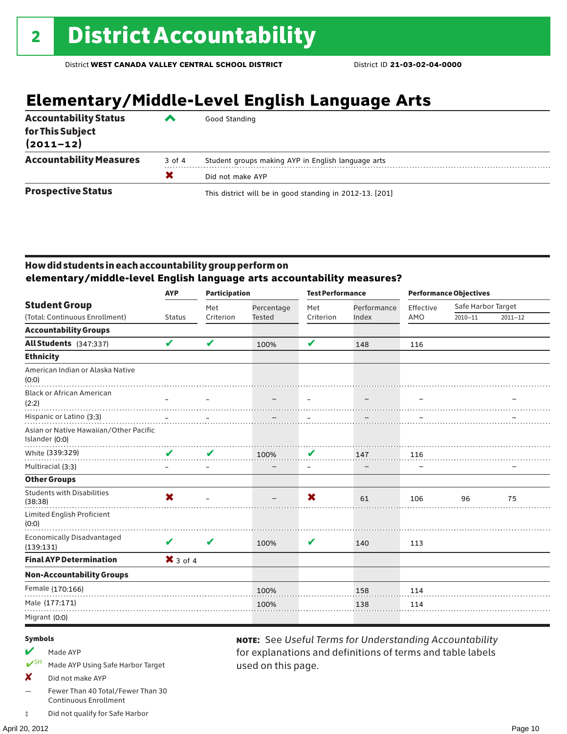# 2 District Accountability

District **WEST CANADA VALLEY CENTRAL SCHOOL DISTRICT** District ID **21-03-02-04-0000**

## Elementary/Middle-Level English Language Arts

| | | |
|---|---|---|
| **Accountability Status for This Subject (2011–12)** | ▲ | Good Standing |
| **Accountability Measures** | 3 of 4 | Student groups making AYP in English language arts |
| | ✖ | Did not make AYP |
| **Prospective Status** | | This district will be in good standing in 2012-13. [201] |

### How did students in each accountability group perform on elementary/middle-level English language arts accountability measures?

| Student Group (Total: Continuous Enrollment) | AYP Status | Participation: Met Criterion | Participation: Percentage Tested | Test Performance: Met Criterion | Test Performance: Performance Index | Performance Objectives: Effective AMO | Safe Harbor Target 2010–11 | Safe Harbor Target 2011–12 |
|---|---|---|---|---|---|---|---|---|
| **Accountability Groups** | | | | | | | | |
| **All Students** (347:337) | ✔ | ✔ | 100% | ✔ | 148 | 116 | | |
| **Ethnicity** | | | | | | | | |
| American Indian or Alaska Native (0:0) | | | | | | | | |
| Black or African American (2:2) | – | – | – | – | – | – | | – |
| Hispanic or Latino (3:3) | – | – | – | – | – | – | | – |
| Asian or Native Hawaiian/Other Pacific Islander (0:0) | | | | | | | | |
| White (339:329) | ✔ | ✔ | 100% | ✔ | 147 | 116 | | |
| Multiracial (3:3) | – | – | – | – | – | – | | – |
| **Other Groups** | | | | | | | | |
| Students with Disabilities (38:38) | ✖ | – | – | ✖ | 61 | 106 | 96 | 75 |
| Limited English Proficient (0:0) | | | | | | | | |
| Economically Disadvantaged (139:131) | ✔ | ✔ | 100% | ✔ | 140 | 113 | | |
| **Final AYP Determination** | ✖ 3 of 4 | | | | | | | |
| **Non-Accountability Groups** | | | | | | | | |
| Female (170:166) | | | 100% | | 158 | 114 | | |
| Male (177:171) | | | 100% | | 138 | 114 | | |
| Migrant (0:0) | | | | | | | | |

**Symbols**

- ✔ Made AYP
- ✔SH Made AYP Using Safe Harbor Target
- ✖ Did not make AYP
- — Fewer Than 40 Total/Fewer Than 30 Continuous Enrollment
- ‡ Did not qualify for Safe Harbor

**NOTE:** See *Useful Terms for Understanding Accountability* for explanations and definitions of terms and table labels used on this page.

April 20, 2012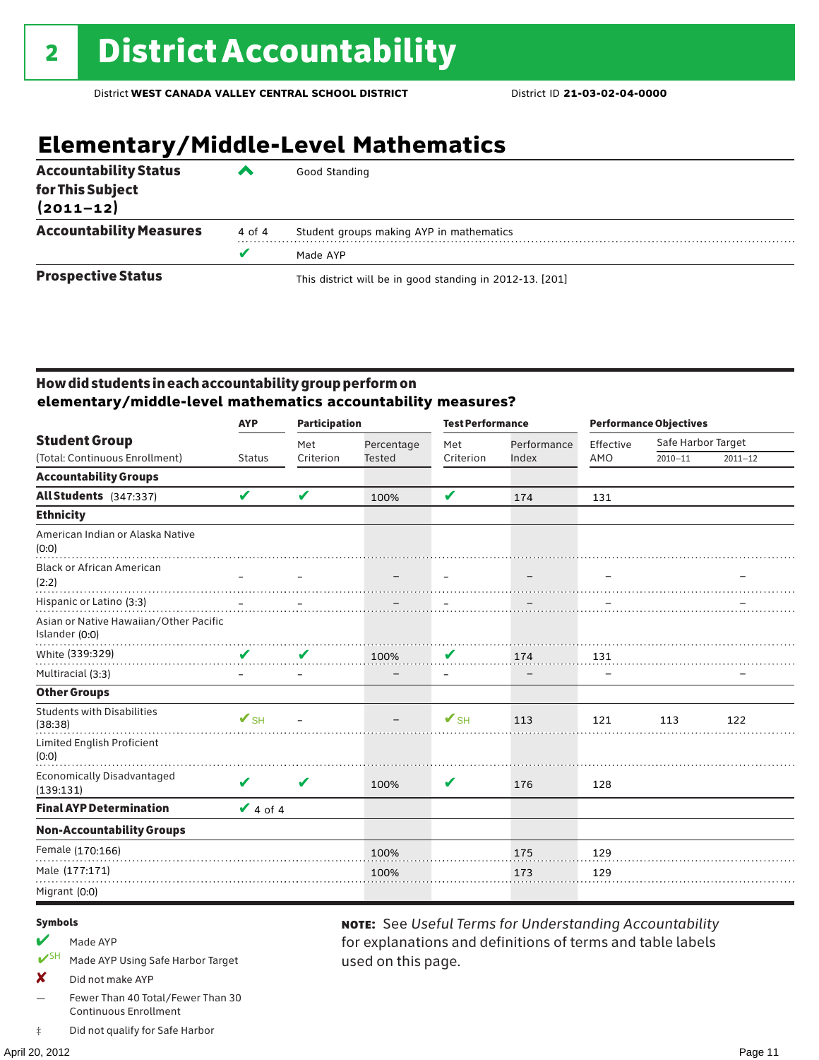# 2 District Accountability

District **WEST CANADA VALLEY CENTRAL SCHOOL DISTRICT** District ID **21-03-02-04-0000**

## Elementary/Middle-Level Mathematics

| | | |
|---|---|---|
| **Accountability Status for This Subject (2011–12)** | ^ | Good Standing |
| **Accountability Measures** | 4 of 4 | Student groups making AYP in mathematics |
| | ✔ | Made AYP |
| **Prospective Status** | | This district will be in good standing in 2012-13. [201] |

### How did students in each accountability group perform on elementary/middle-level mathematics accountability measures?

| Student Group (Total: Continuous Enrollment) | AYP Status | Participation: Met Criterion | Participation: Percentage Tested | Test Performance: Met Criterion | Test Performance: Performance Index | Performance Objectives: Effective AMO | Safe Harbor Target 2010–11 | Safe Harbor Target 2011–12 |
|---|---|---|---|---|---|---|---|---|
| **Accountability Groups** | | | | | | | | |
| **All Students** (347:337) | ✔ | ✔ | 100% | ✔ | 174 | 131 | | |
| **Ethnicity** | | | | | | | | |
| American Indian or Alaska Native (0:0) | | | | | | | | |
| Black or African American (2:2) | – | – | – | – | – | – | | – |
| Hispanic or Latino (3:3) | – | – | – | – | – | – | | – |
| Asian or Native Hawaiian/Other Pacific Islander (0:0) | | | | | | | | |
| White (339:329) | ✔ | ✔ | 100% | ✔ | 174 | 131 | | |
| Multiracial (3:3) | – | – | – | – | – | – | | – |
| **Other Groups** | | | | | | | | |
| Students with Disabilities (38:38) | ✔SH | – | – | ✔SH | 113 | 121 | 113 | 122 |
| Limited English Proficient (0:0) | | | | | | | | |
| Economically Disadvantaged (139:131) | ✔ | ✔ | 100% | ✔ | 176 | 128 | | |
| **Final AYP Determination** | ✔ 4 of 4 | | | | | | | |
| **Non-Accountability Groups** | | | | | | | | |
| Female (170:166) | | | 100% | | 175 | 129 | | |
| Male (177:171) | | | 100% | | 173 | 129 | | |
| Migrant (0:0) | | | | | | | | |

**Symbols**

- ✔ Made AYP
- ✔SH Made AYP Using Safe Harbor Target
- ✘ Did not make AYP
- — Fewer Than 40 Total/Fewer Than 30 Continuous Enrollment
- ‡ Did not qualify for Safe Harbor

**NOTE:** See *Useful Terms for Understanding Accountability* for explanations and definitions of terms and table labels used on this page.

April 20, 2012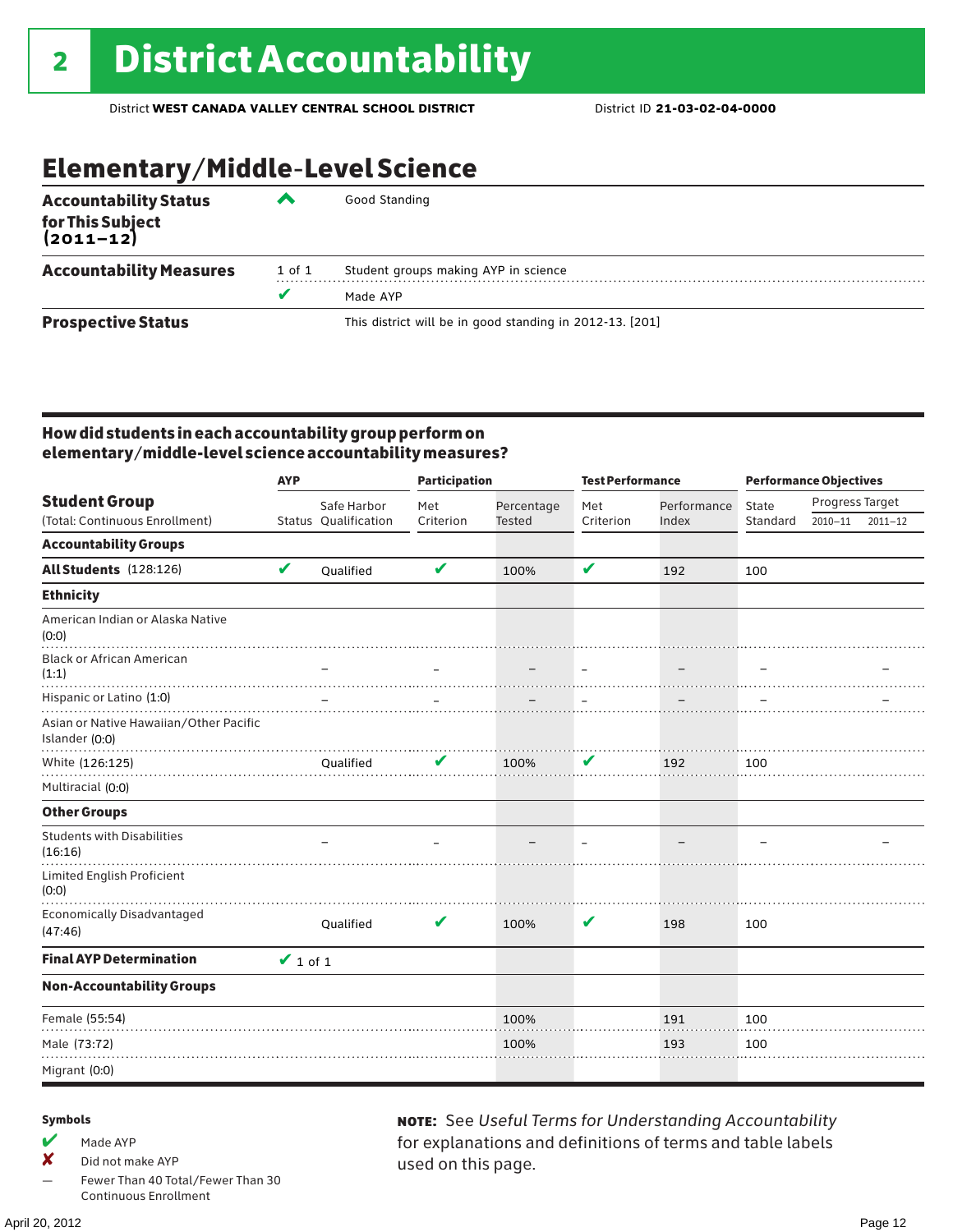# 2 District Accountability

District **WEST CANADA VALLEY CENTRAL SCHOOL DISTRICT** District ID **21-03-02-04-0000**

## Elementary/Middle-Level Science

| | | |
|---|---|---|
| **Accountability Status for This Subject (2011–12)** | ^ | Good Standing |
| **Accountability Measures** | 1 of 1 | Student groups making AYP in science |
| | ✔ | Made AYP |
| **Prospective Status** | | This district will be in good standing in 2012-13. [201] |

### How did students in each accountability group perform on elementary/middle-level science accountability measures?

| Student Group (Total: Continuous Enrollment) | AYP | | Participation | | Test Performance | | Performance Objectives | | |
|---|---|---|---|---|---|---|---|---|---|
| | Status | Safe Harbor Qualification | Met Criterion | Percentage Tested | Met Criterion | Performance Index | State Standard | Progress Target 2010–11 | Progress Target 2011–12 |
| **Accountability Groups** | | | | | | | | | |
| **All Students** (128:126) | ✔ | Qualified | ✔ | 100% | ✔ | 192 | 100 | | |
| **Ethnicity** | | | | | | | | | |
| American Indian or Alaska Native (0:0) | | | | | | | | | |
| Black or African American (1:1) | | – | – | – | – | – | – | | – |
| Hispanic or Latino (1:0) | | – | – | – | – | – | – | | – |
| Asian or Native Hawaiian/Other Pacific Islander (0:0) | | | | | | | | | |
| White (126:125) | | Qualified | ✔ | 100% | ✔ | 192 | 100 | | |
| Multiracial (0:0) | | | | | | | | | |
| **Other Groups** | | | | | | | | | |
| Students with Disabilities (16:16) | | – | – | – | – | – | – | | – |
| Limited English Proficient (0:0) | | | | | | | | | |
| Economically Disadvantaged (47:46) | | Qualified | ✔ | 100% | ✔ | 198 | 100 | | |
| **Final AYP Determination** | ✔ 1 of 1 | | | | | | | | |
| **Non-Accountability Groups** | | | | | | | | | |
| Female (55:54) | | | | 100% | | 191 | 100 | | |
| Male (73:72) | | | | 100% | | 193 | 100 | | |
| Migrant (0:0) | | | | | | | | | |

**Symbols**

- ✔ Made AYP
- ✘ Did not make AYP
- — Fewer Than 40 Total/Fewer Than 30 Continuous Enrollment

**NOTE:** See *Useful Terms for Understanding Accountability* for explanations and definitions of terms and table labels used on this page.

April 20, 2012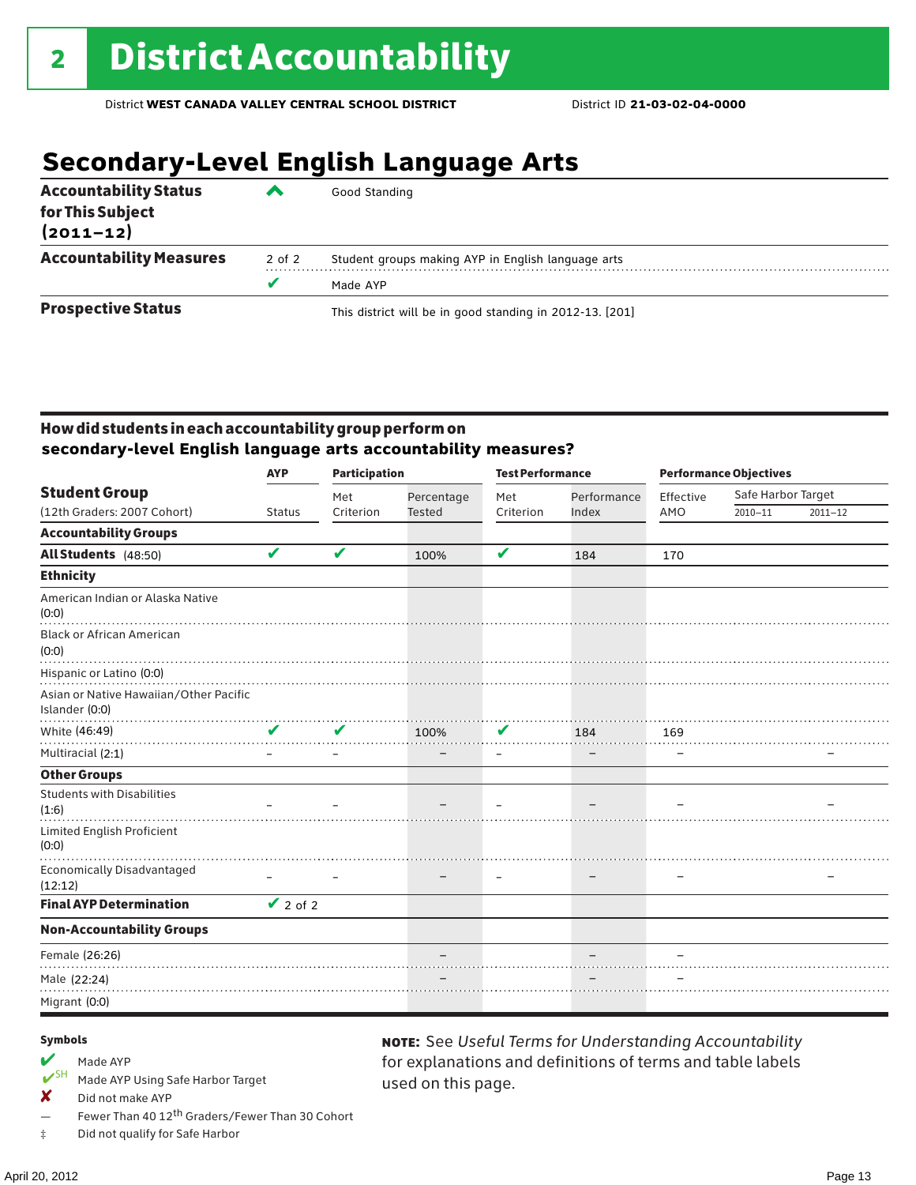# 2 District Accountability

District **WEST CANADA VALLEY CENTRAL SCHOOL DISTRICT** District ID **21-03-02-04-0000**

## Secondary-Level English Language Arts

| | | |
|---|---|---|
| **Accountability Status for This Subject (2011–12)** | ^ | Good Standing |
| **Accountability Measures** | 2 of 2 | Student groups making AYP in English language arts |
| | ✔ | Made AYP |
| **Prospective Status** | | This district will be in good standing in 2012-13. [201] |

### How did students in each accountability group perform on secondary-level English language arts accountability measures?

| Student Group (12th Graders: 2007 Cohort) | AYP Status | Participation: Met Criterion | Participation: Percentage Tested | Test Performance: Met Criterion | Test Performance: Performance Index | Performance Objectives: Effective AMO | Safe Harbor Target 2010–11 | Safe Harbor Target 2011–12 |
|---|---|---|---|---|---|---|---|---|
| **Accountability Groups** | | | | | | | | |
| **All Students** (48:50) | ✔ | ✔ | 100% | ✔ | 184 | 170 | | |
| **Ethnicity** | | | | | | | | |
| American Indian or Alaska Native (0:0) | | | | | | | | |
| Black or African American (0:0) | | | | | | | | |
| Hispanic or Latino (0:0) | | | | | | | | |
| Asian or Native Hawaiian/Other Pacific Islander (0:0) | | | | | | | | |
| White (46:49) | ✔ | ✔ | 100% | ✔ | 184 | 169 | | |
| Multiracial (2:1) | – | – | – | – | – | – | | – |
| **Other Groups** | | | | | | | | |
| Students with Disabilities (1:6) | – | – | – | – | – | – | | – |
| Limited English Proficient (0:0) | | | | | | | | |
| Economically Disadvantaged (12:12) | – | – | – | – | – | – | | – |
| **Final AYP Determination** | ✔ 2 of 2 | | | | | | | |
| **Non-Accountability Groups** | | | | | | | | |
| Female (26:26) | | | – | | – | – | | |
| Male (22:24) | | | – | | – | – | | |
| Migrant (0:0) | | | | | | | | |

**Symbols**

- ✔ Made AYP
- ✔SH Made AYP Using Safe Harbor Target
- ✘ Did not make AYP
- — Fewer Than 40 12th Graders/Fewer Than 30 Cohort
- ‡ Did not qualify for Safe Harbor

**NOTE:** See *Useful Terms for Understanding Accountability* for explanations and definitions of terms and table labels used on this page.

April 20, 2012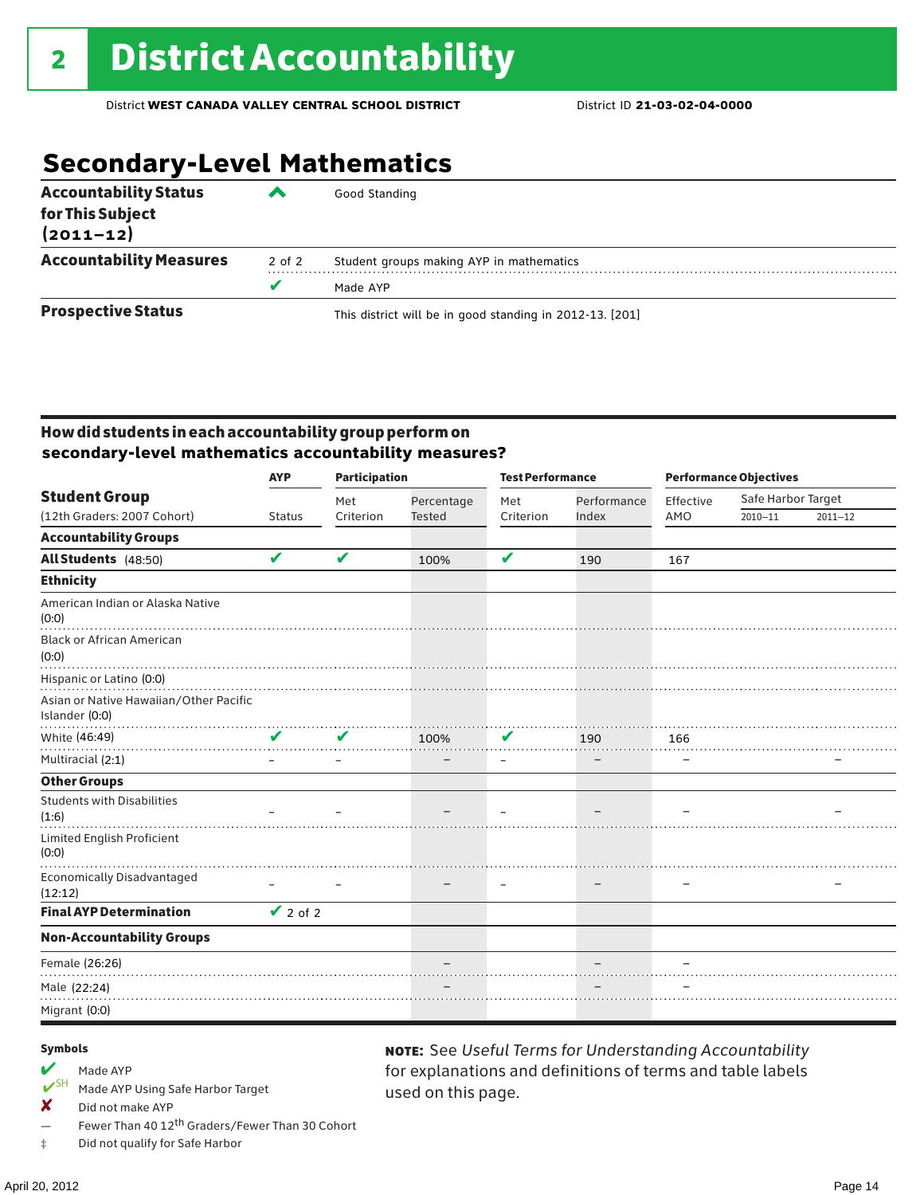# 2 District Accountability

District **WEST CANADA VALLEY CENTRAL SCHOOL DISTRICT** District ID **21-03-02-04-0000**

## Secondary-Level Mathematics

| | | |
|---|---|---|
| **Accountability Status for This Subject (2011–12)** | ^ | Good Standing |
| **Accountability Measures** | 2 of 2 | Student groups making AYP in mathematics |
| | ✔ | Made AYP |
| **Prospective Status** | | This district will be in good standing in 2012-13. [201] |

### How did students in each accountability group perform on secondary-level mathematics accountability measures?

| Student Group (12th Graders: 2007 Cohort) | AYP Status | Participation: Met Criterion | Participation: Percentage Tested | Test Performance: Met Criterion | Test Performance: Performance Index | Performance Objectives: Effective AMO | Safe Harbor Target 2010–11 | Safe Harbor Target 2011–12 |
|---|---|---|---|---|---|---|---|---|
| **Accountability Groups** | | | | | | | | |
| **All Students** (48:50) | ✔ | ✔ | 100% | ✔ | 190 | 167 | | |
| **Ethnicity** | | | | | | | | |
| American Indian or Alaska Native (0:0) | | | | | | | | |
| Black or African American (0:0) | | | | | | | | |
| Hispanic or Latino (0:0) | | | | | | | | |
| Asian or Native Hawaiian/Other Pacific Islander (0:0) | | | | | | | | |
| White (46:49) | ✔ | ✔ | 100% | ✔ | 190 | 166 | | |
| Multiracial (2:1) | – | – | – | – | – | – | | – |
| **Other Groups** | | | | | | | | |
| Students with Disabilities (1:6) | – | – | – | – | – | – | | – |
| Limited English Proficient (0:0) | | | | | | | | |
| Economically Disadvantaged (12:12) | – | – | – | – | – | – | | – |
| **Final AYP Determination** | ✔ 2 of 2 | | | | | | | |
| **Non-Accountability Groups** | | | | | | | | |
| Female (26:26) | | | – | | – | – | | |
| Male (22:24) | | | – | | – | – | | |
| Migrant (0:0) | | | | | | | | |

**Symbols**

- ✔ Made AYP
- ✔SH Made AYP Using Safe Harbor Target
- ✘ Did not make AYP
- — Fewer Than 40 12th Graders/Fewer Than 30 Cohort
- ‡ Did not qualify for Safe Harbor

**NOTE:** See *Useful Terms for Understanding Accountability* for explanations and definitions of terms and table labels used on this page.

April 20, 2012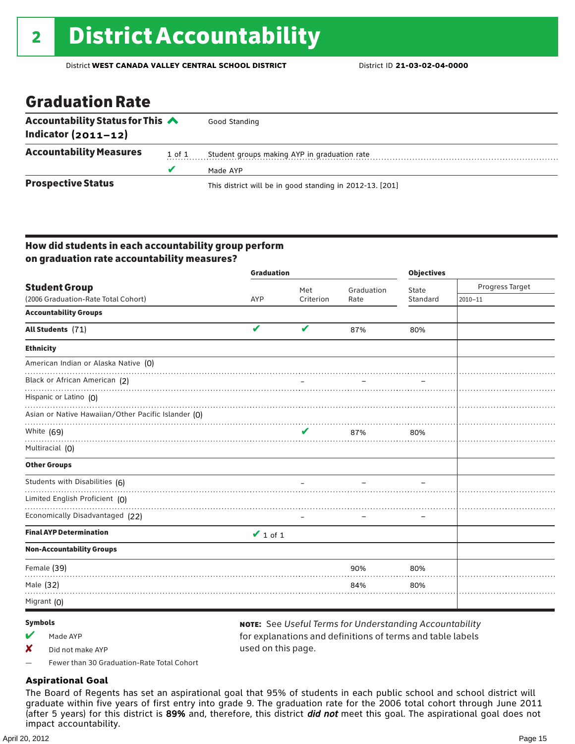# 2 District Accountability

District **WEST CANADA VALLEY CENTRAL SCHOOL DISTRICT** District ID **21-03-02-04-0000**

## Graduation Rate

| | | |
|---|---|---|
| **Accountability Status for This Indicator (2011–12)** | | Good Standing |
| **Accountability Measures** | 1 of 1 | Student groups making AYP in graduation rate |
| | ✔ | Made AYP |
| **Prospective Status** | | This district will be in good standing in 2012-13. [201] |

### How did students in each accountability group perform on graduation rate accountability measures?

| Student Group (2006 Graduation-Rate Total Cohort) | Graduation AYP | Met Criterion | Graduation Rate | Objectives State Standard | Progress Target 2010–11 |
|---|---|---|---|---|---|
| **Accountability Groups** | | | | | |
| **All Students** (71) | ✔ | ✔ | 87% | 80% | |
| **Ethnicity** | | | | | |
| American Indian or Alaska Native (0) | | | | | |
| Black or African American (2) | | – | – | – | |
| Hispanic or Latino (0) | | | | | |
| Asian or Native Hawaiian/Other Pacific Islander (0) | | | | | |
| White (69) | | ✔ | 87% | 80% | |
| Multiracial (0) | | | | | |
| **Other Groups** | | | | | |
| Students with Disabilities (6) | | – | – | – | |
| Limited English Proficient (0) | | | | | |
| Economically Disadvantaged (22) | | – | – | – | |
| **Final AYP Determination** | ✔ 1 of 1 | | | | |
| **Non-Accountability Groups** | | | | | |
| Female (39) | | | 90% | 80% | |
| Male (32) | | | 84% | 80% | |
| Migrant (0) | | | | | |

**Symbols**

- ✔ Made AYP
- ✘ Did not make AYP
- — Fewer than 30 Graduation-Rate Total Cohort

**NOTE:** See *Useful Terms for Understanding Accountability* for explanations and definitions of terms and table labels used on this page.

### Aspirational Goal

The Board of Regents has set an aspirational goal that 95% of students in each public school and school district will graduate within five years of first entry into grade 9. The graduation rate for the 2006 total cohort through June 2011 (after 5 years) for this district is **89%** and, therefore, this district ***did not*** meet this goal. The aspirational goal does not impact accountability.

April 20, 2012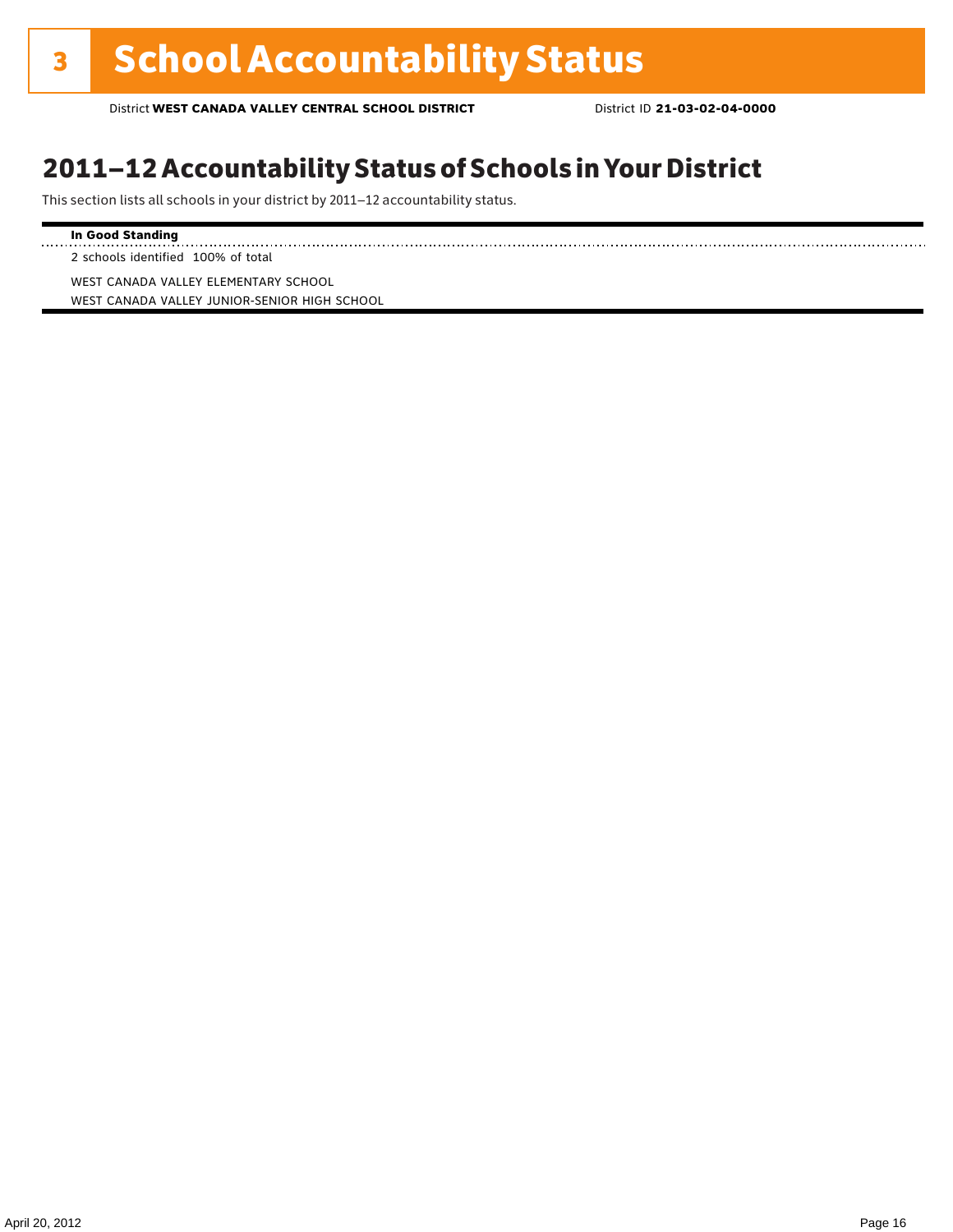# 3 School Accountability Status

District **WEST CANADA VALLEY CENTRAL SCHOOL DISTRICT** District ID **21-03-02-04-0000**

## 2011–12 Accountability Status of Schools in Your District

This section lists all schools in your district by 2011–12 accountability status.

**In Good Standing**

2 schools identified 100% of total

WEST CANADA VALLEY ELEMENTARY SCHOOL
WEST CANADA VALLEY JUNIOR-SENIOR HIGH SCHOOL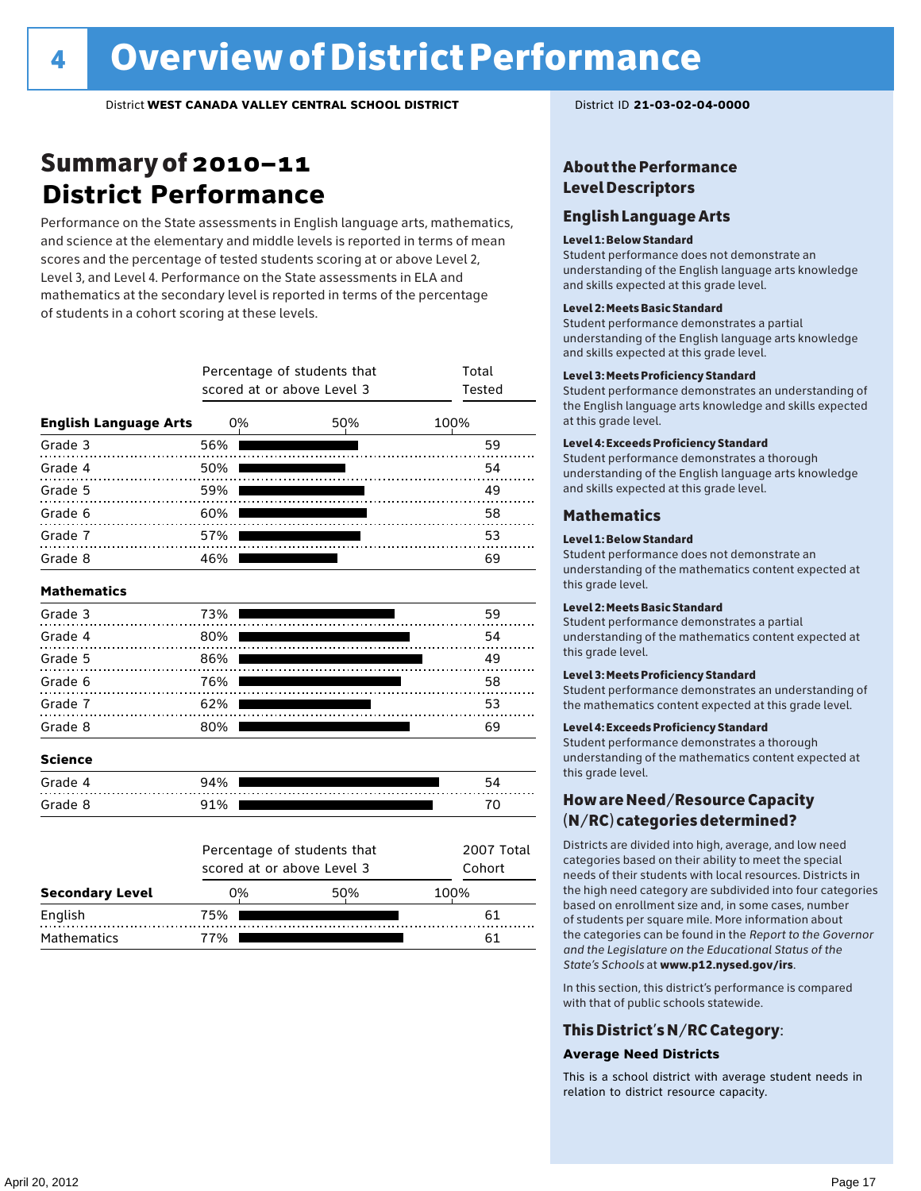# 4 Overview of District Performance

District **WEST CANADA VALLEY CENTRAL SCHOOL DISTRICT**

District ID **21-03-02-04-0000**

## Summary of 2010–11 District Performance

Performance on the State assessments in English language arts, mathematics, and science at the elementary and middle levels is reported in terms of mean scores and the percentage of tested students scoring at or above Level 2, Level 3, and Level 4. Performance on the State assessments in ELA and mathematics at the secondary level is reported in terms of the percentage of students in a cohort scoring at these levels.

| | Percentage of students that scored at or above Level 3 | Total Tested |
|---|---|---|
| **English Language Arts** | | |
| Grade 3 | 56% | 59 |
| Grade 4 | 50% | 54 |
| Grade 5 | 59% | 49 |
| Grade 6 | 60% | 58 |
| Grade 7 | 57% | 53 |
| Grade 8 | 46% | 69 |
| **Mathematics** | | |
| Grade 3 | 73% | 59 |
| Grade 4 | 80% | 54 |
| Grade 5 | 86% | 49 |
| Grade 6 | 76% | 58 |
| Grade 7 | 62% | 53 |
| Grade 8 | 80% | 69 |
| **Science** | | |
| Grade 4 | 94% | 54 |
| Grade 8 | 91% | 70 |

| **Secondary Level** | Percentage of students that scored at or above Level 3 | 2007 Total Cohort |
|---|---|---|
| English | 75% | 61 |
| Mathematics | 77% | 61 |

## About the Performance Level Descriptors

### English Language Arts

**Level 1: Below Standard**
Student performance does not demonstrate an understanding of the English language arts knowledge and skills expected at this grade level.

**Level 2: Meets Basic Standard**
Student performance demonstrates a partial understanding of the English language arts knowledge and skills expected at this grade level.

**Level 3: Meets Proficiency Standard**
Student performance demonstrates an understanding of the English language arts knowledge and skills expected at this grade level.

**Level 4: Exceeds Proficiency Standard**
Student performance demonstrates a thorough understanding of the English language arts knowledge and skills expected at this grade level.

### Mathematics

**Level 1: Below Standard**
Student performance does not demonstrate an understanding of the mathematics content expected at this grade level.

**Level 2: Meets Basic Standard**
Student performance demonstrates a partial understanding of the mathematics content expected at this grade level.

**Level 3: Meets Proficiency Standard**
Student performance demonstrates an understanding of the mathematics content expected at this grade level.

**Level 4: Exceeds Proficiency Standard**
Student performance demonstrates a thorough understanding of the mathematics content expected at this grade level.

## How are Need/Resource Capacity (N/RC) categories determined?

Districts are divided into high, average, and low need categories based on their ability to meet the special needs of their students with local resources. Districts in the high need category are subdivided into four categories based on enrollment size and, in some cases, number of students per square mile. More information about the categories can be found in the *Report to the Governor and the Legislature on the Educational Status of the State's Schools* at **www.p12.nysed.gov/irs**.

In this section, this district's performance is compared with that of public schools statewide.

## This District's N/RC Category:

**Average Need Districts**

This is a school district with average student needs in relation to district resource capacity.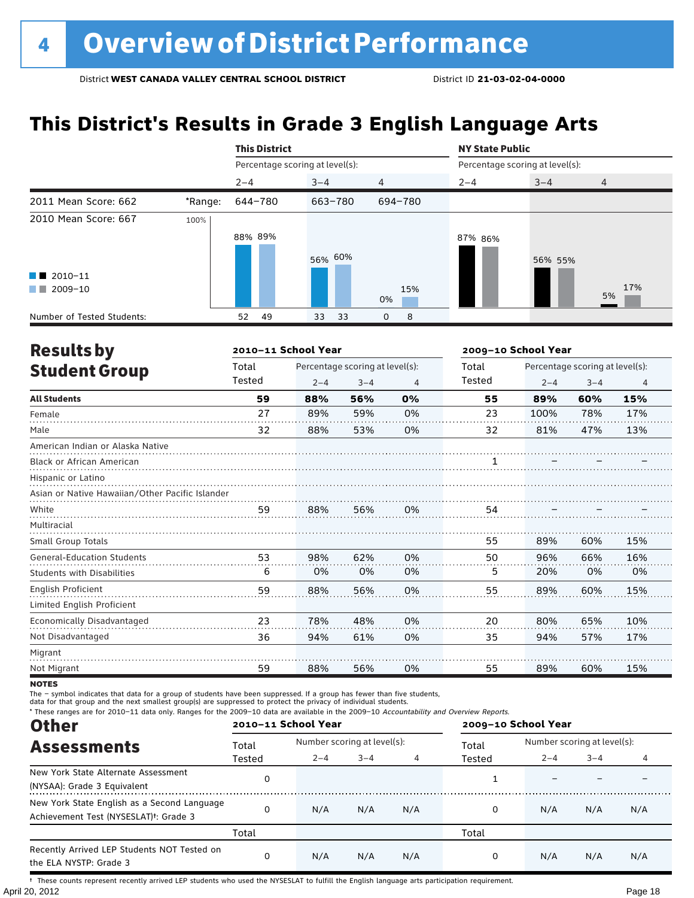# 4 Overview of District Performance

District **WEST CANADA VALLEY CENTRAL SCHOOL DISTRICT** District ID **21-03-02-04-0000**

## This District's Results in Grade 3 English Language Arts

| | | This District | | | NY State Public | | |
|---|---|---|---|---|---|---|---|
| | | Percentage scoring at level(s): | | | Percentage scoring at level(s): | | |
| | | 2–4 | 3–4 | 4 | 2–4 | 3–4 | 4 |
| 2011 Mean Score: 662 | *Range: | 644–780 | 663–780 | 694–780 | | | |
| 2010 Mean Score: 667 | | | | | | | |
| 2010–11 | | 88% | 56% | 0% | 87% | 56% | 5% |
| 2009–10 | | 89% | 60% | 15% | 86% | 55% | 17% |
| Number of Tested Students: 2010–11 | | 52 | 33 | 0 | | | |
| Number of Tested Students: 2009–10 | | 49 | 33 | 8 | | | |

## Results by Student Group

| | 2010–11 School Year | | | | 2009–10 School Year | | | |
|---|---|---|---|---|---|---|---|---|
| | Total Tested | Percentage scoring at level(s): 2–4 | 3–4 | 4 | Total Tested | Percentage scoring at level(s): 2–4 | 3–4 | 4 |
| **All Students** | **59** | **88%** | **56%** | **0%** | **55** | **89%** | **60%** | **15%** |
| Female | 27 | 89% | 59% | 0% | 23 | 100% | 78% | 17% |
| Male | 32 | 88% | 53% | 0% | 32 | 81% | 47% | 13% |
| American Indian or Alaska Native | | | | | | | | |
| Black or African American | | | | | 1 | – | – | – |
| Hispanic or Latino | | | | | | | | |
| Asian or Native Hawaiian/Other Pacific Islander | | | | | | | | |
| White | 59 | 88% | 56% | 0% | 54 | – | – | – |
| Multiracial | | | | | | | | |
| Small Group Totals | | | | | 55 | 89% | 60% | 15% |
| General-Education Students | 53 | 98% | 62% | 0% | 50 | 96% | 66% | 16% |
| Students with Disabilities | 6 | 0% | 0% | 0% | 5 | 20% | 0% | 0% |
| English Proficient | 59 | 88% | 56% | 0% | 55 | 89% | 60% | 15% |
| Limited English Proficient | | | | | | | | |
| Economically Disadvantaged | 23 | 78% | 48% | 0% | 20 | 80% | 65% | 10% |
| Not Disadvantaged | 36 | 94% | 61% | 0% | 35 | 94% | 57% | 17% |
| Migrant | | | | | | | | |
| Not Migrant | 59 | 88% | 56% | 0% | 55 | 89% | 60% | 15% |

**NOTES**

The – symbol indicates that data for a group of students have been suppressed. If a group has fewer than five students, data for that group and the next smallest group(s) are suppressed to protect the privacy of individual students.

\* These ranges are for 2010–11 data only. Ranges for the 2009–10 data are available in the 2009–10 *Accountability and Overview Reports.*

## Other Assessments

| | 2010–11 School Year | | | | 2009–10 School Year | | | |
|---|---|---|---|---|---|---|---|---|
| | Total Tested | Number scoring at level(s): 2–4 | 3–4 | 4 | Total Tested | Number scoring at level(s): 2–4 | 3–4 | 4 |
| New York State Alternate Assessment (NYSAA): Grade 3 Equivalent | 0 | | | | 1 | – | – | – |
| New York State English as a Second Language Achievement Test (NYSESLAT)†: Grade 3 | 0 | N/A | N/A | N/A | 0 | N/A | N/A | N/A |
| | Total | | | | Total | | | |
| Recently Arrived LEP Students NOT Tested on the ELA NYSTP: Grade 3 | 0 | N/A | N/A | N/A | 0 | N/A | N/A | N/A |

† These counts represent recently arrived LEP students who used the NYSESLAT to fulfill the English language arts participation requirement.

April 20, 2012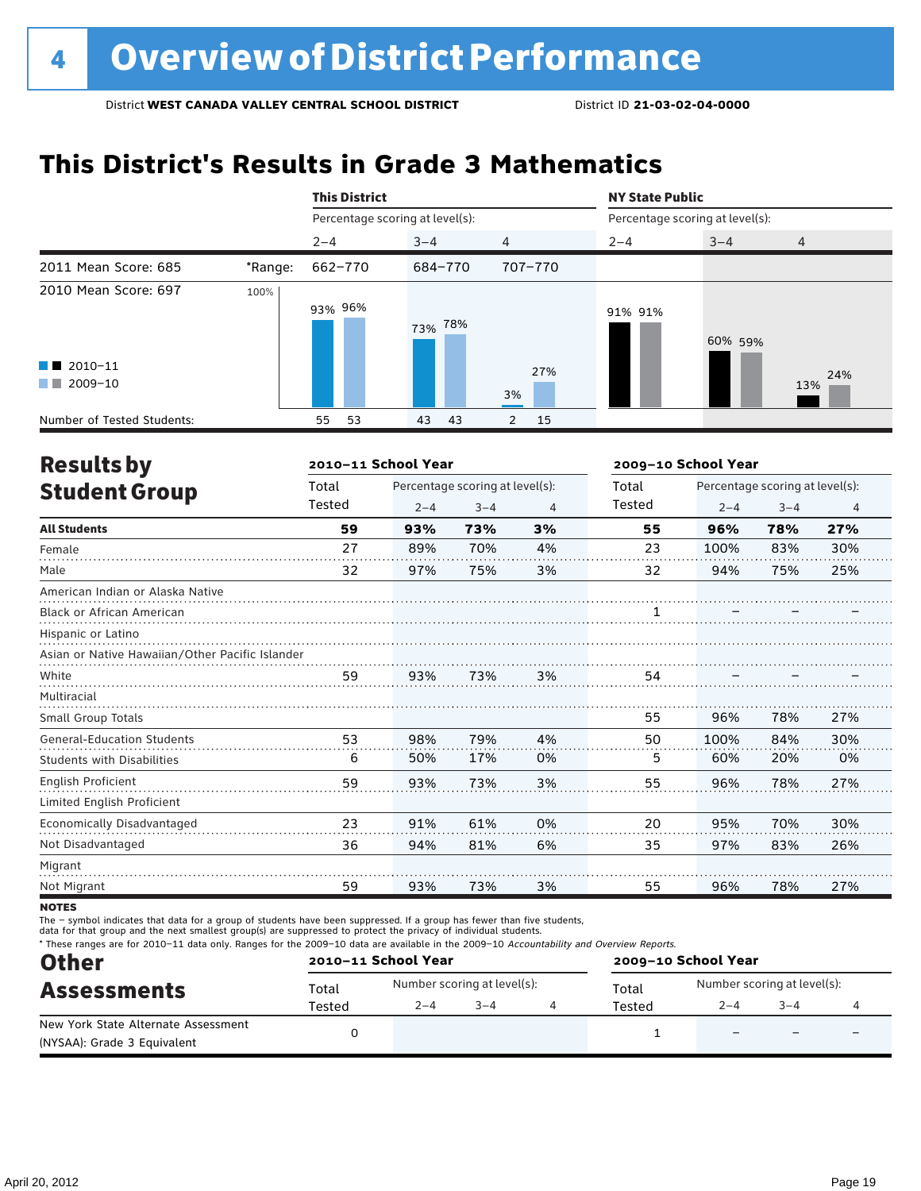# 4 Overview of District Performance

District **WEST CANADA VALLEY CENTRAL SCHOOL DISTRICT** District ID **21-03-02-04-0000**

## This District's Results in Grade 3 Mathematics

| | | This District | | | NY State Public | | |
|---|---|---|---|---|---|---|---|
| | | Percentage scoring at level(s): | | | Percentage scoring at level(s): | | |
| | | 2–4 | 3–4 | 4 | 2–4 | 3–4 | 4 |
| 2011 Mean Score: 685 | *Range: | 662–770 | 684–770 | 707–770 | | | |
| 2010 Mean Score: 697 | 2010–11 | 93% | 73% | 3% | 91% | 60% | 13% |
| | 2009–10 | 96% | 78% | 27% | 91% | 59% | 24% |
| Number of Tested Students: | 2010–11 | 55 | 43 | 2 | | | |
| | 2009–10 | 53 | 43 | 15 | | | |

## Results by Student Group

| | 2010–11 School Year | | | | 2009–10 School Year | | | |
|---|---|---|---|---|---|---|---|---|
| | Total Tested | Percentage scoring at level(s): 2–4 | 3–4 | 4 | Total Tested | Percentage scoring at level(s): 2–4 | 3–4 | 4 |
| **All Students** | **59** | **93%** | **73%** | **3%** | **55** | **96%** | **78%** | **27%** |
| Female | 27 | 89% | 70% | 4% | 23 | 100% | 83% | 30% |
| Male | 32 | 97% | 75% | 3% | 32 | 94% | 75% | 25% |
| American Indian or Alaska Native | | | | | | | | |
| Black or African American | | | | | 1 | – | – | – |
| Hispanic or Latino | | | | | | | | |
| Asian or Native Hawaiian/Other Pacific Islander | | | | | | | | |
| White | 59 | 93% | 73% | 3% | 54 | – | – | – |
| Multiracial | | | | | | | | |
| Small Group Totals | | | | | 55 | 96% | 78% | 27% |
| General-Education Students | 53 | 98% | 79% | 4% | 50 | 100% | 84% | 30% |
| Students with Disabilities | 6 | 50% | 17% | 0% | 5 | 60% | 20% | 0% |
| English Proficient | 59 | 93% | 73% | 3% | 55 | 96% | 78% | 27% |
| Limited English Proficient | | | | | | | | |
| Economically Disadvantaged | 23 | 91% | 61% | 0% | 20 | 95% | 70% | 30% |
| Not Disadvantaged | 36 | 94% | 81% | 6% | 35 | 97% | 83% | 26% |
| Migrant | | | | | | | | |
| Not Migrant | 59 | 93% | 73% | 3% | 55 | 96% | 78% | 27% |

**NOTES**

The – symbol indicates that data for a group of students have been suppressed. If a group has fewer than five students, data for that group and the next smallest group(s) are suppressed to protect the privacy of individual students.

* These ranges are for 2010–11 data only. Ranges for the 2009–10 data are available in the 2009–10 *Accountability and Overview Reports*.

## Other Assessments

| | 2010–11 School Year | | | | 2009–10 School Year | | | |
|---|---|---|---|---|---|---|---|---|
| | Total Tested | Number scoring at level(s): 2–4 | 3–4 | 4 | Total Tested | Number scoring at level(s): 2–4 | 3–4 | 4 |
| New York State Alternate Assessment (NYSAA): Grade 3 Equivalent | 0 | | | | 1 | – | – | – |

April 20, 2012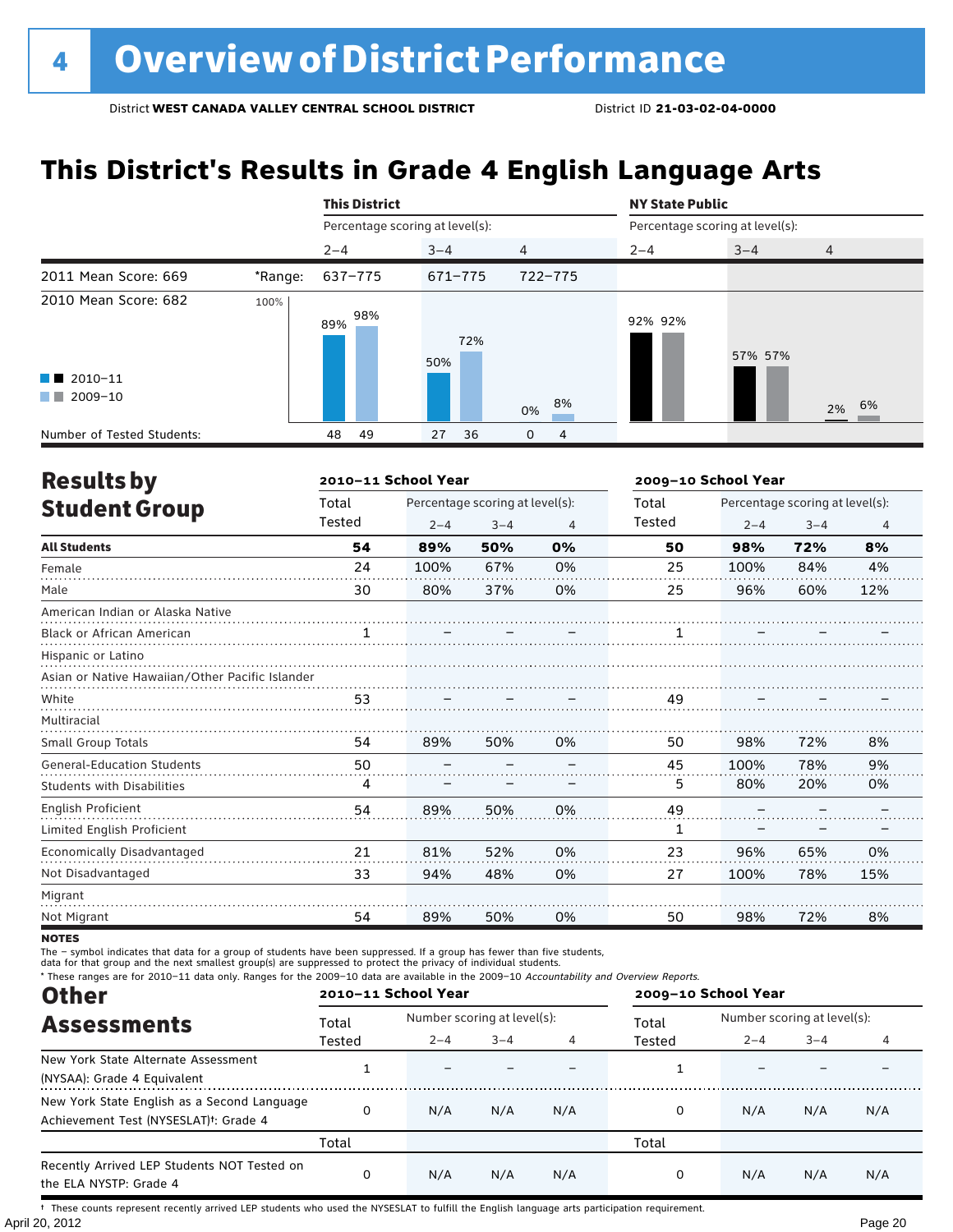# 4 Overview of District Performance

District **WEST CANADA VALLEY CENTRAL SCHOOL DISTRICT** District ID **21-03-02-04-0000**

## This District's Results in Grade 4 English Language Arts

| | | This District | | | NY State Public | | |
|---|---|---|---|---|---|---|---|
| | | Percentage scoring at level(s): | | | Percentage scoring at level(s): | | |
| | | 2–4 | 3–4 | 4 | 2–4 | 3–4 | 4 |
| 2011 Mean Score: 669 | *Range: | 637–775 | 671–775 | 722–775 | | | |
| 2010 Mean Score: 682 | 2010–11 | 89% | 50% | 0% | 92% | 57% | 2% |
| | 2009–10 | 98% | 72% | 8% | 92% | 57% | 6% |
| Number of Tested Students: | 2010–11 | 48 | 27 | 0 | | | |
| | 2009–10 | 49 | 36 | 4 | | | |

## Results by Student Group

| | 2010–11 School Year | | | | 2009–10 School Year | | | |
|---|---|---|---|---|---|---|---|---|
| | Total Tested | Percentage scoring at level(s): 2–4 | 3–4 | 4 | Total Tested | Percentage scoring at level(s): 2–4 | 3–4 | 4 |
| **All Students** | **54** | **89%** | **50%** | **0%** | **50** | **98%** | **72%** | **8%** |
| Female | 24 | 100% | 67% | 0% | 25 | 100% | 84% | 4% |
| Male | 30 | 80% | 37% | 0% | 25 | 96% | 60% | 12% |
| American Indian or Alaska Native | | | | | | | | |
| Black or African American | 1 | – | – | – | 1 | – | – | – |
| Hispanic or Latino | | | | | | | | |
| Asian or Native Hawaiian/Other Pacific Islander | | | | | | | | |
| White | 53 | – | – | – | 49 | – | – | – |
| Multiracial | | | | | | | | |
| Small Group Totals | 54 | 89% | 50% | 0% | 50 | 98% | 72% | 8% |
| General-Education Students | 50 | – | – | – | 45 | 100% | 78% | 9% |
| Students with Disabilities | 4 | – | – | – | 5 | 80% | 20% | 0% |
| English Proficient | 54 | 89% | 50% | 0% | 49 | – | – | – |
| Limited English Proficient | | | | | 1 | – | – | – |
| Economically Disadvantaged | 21 | 81% | 52% | 0% | 23 | 96% | 65% | 0% |
| Not Disadvantaged | 33 | 94% | 48% | 0% | 27 | 100% | 78% | 15% |
| Migrant | | | | | | | | |
| Not Migrant | 54 | 89% | 50% | 0% | 50 | 98% | 72% | 8% |

**NOTES**

The – symbol indicates that data for a group of students have been suppressed. If a group has fewer than five students, data for that group and the next smallest group(s) are suppressed to protect the privacy of individual students.

\* These ranges are for 2010–11 data only. Ranges for the 2009–10 data are available in the 2009–10 *Accountability and Overview Reports.*

## Other Assessments

| | 2010–11 School Year | | | | 2009–10 School Year | | | |
|---|---|---|---|---|---|---|---|---|
| | Total Tested | Number scoring at level(s): 2–4 | 3–4 | 4 | Total Tested | Number scoring at level(s): 2–4 | 3–4 | 4 |
| New York State Alternate Assessment (NYSAA): Grade 4 Equivalent | 1 | – | – | – | 1 | – | – | – |
| New York State English as a Second Language Achievement Test (NYSESLAT)†: Grade 4 | 0 | N/A | N/A | N/A | 0 | N/A | N/A | N/A |
| | Total | | | | Total | | | |
| Recently Arrived LEP Students NOT Tested on the ELA NYSTP: Grade 4 | 0 | N/A | N/A | N/A | 0 | N/A | N/A | N/A |

† These counts represent recently arrived LEP students who used the NYSESLAT to fulfill the English language arts participation requirement.

April 20, 2012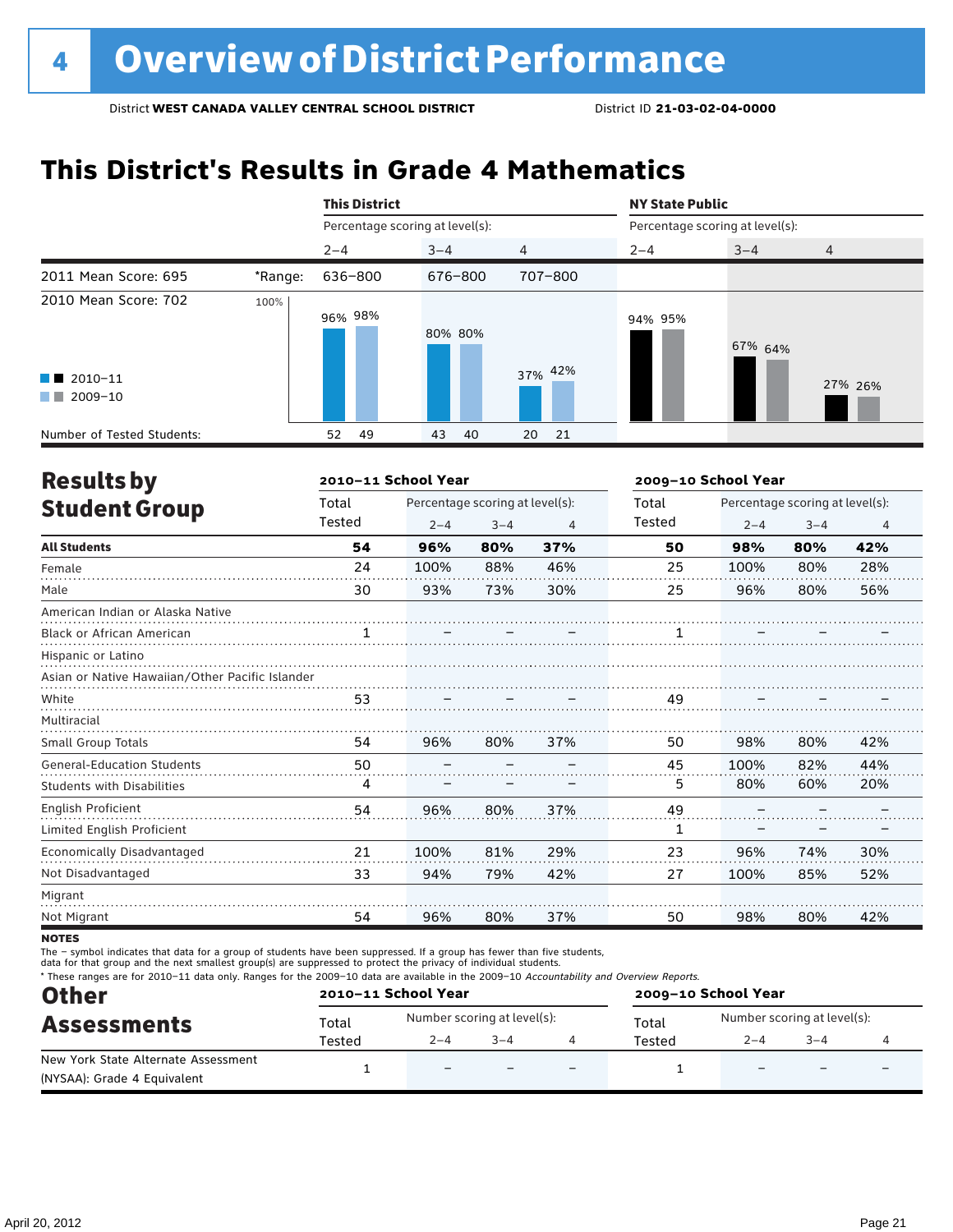# 4 Overview of District Performance

District **WEST CANADA VALLEY CENTRAL SCHOOL DISTRICT** District ID **21-03-02-04-0000**

## This District's Results in Grade 4 Mathematics

| | | This District | | | NY State Public | | |
|---|---|---|---|---|---|---|---|
| | | Percentage scoring at level(s): | | | Percentage scoring at level(s): | | |
| | | 2–4 | 3–4 | 4 | 2–4 | 3–4 | 4 |
| 2011 Mean Score: 695 | *Range: | 636–800 | 676–800 | 707–800 | | | |
| 2010 Mean Score: 702 | 2010–11 | 96% | 80% | 37% | 94% | 67% | 27% |
| | 2009–10 | 98% | 80% | 42% | 95% | 64% | 26% |
| Number of Tested Students: | 2010–11 | 52 | 43 | 20 | | | |
| | 2009–10 | 49 | 40 | 21 | | | |

## Results by Student Group

| | 2010–11 School Year | | | | 2009–10 School Year | | | |
|---|---|---|---|---|---|---|---|---|
| | Total Tested | Percentage scoring at level(s): 2–4 | 3–4 | 4 | Total Tested | Percentage scoring at level(s): 2–4 | 3–4 | 4 |
| **All Students** | **54** | **96%** | **80%** | **37%** | **50** | **98%** | **80%** | **42%** |
| Female | 24 | 100% | 88% | 46% | 25 | 100% | 80% | 28% |
| Male | 30 | 93% | 73% | 30% | 25 | 96% | 80% | 56% |
| American Indian or Alaska Native | | | | | | | | |
| Black or African American | 1 | – | – | – | 1 | – | – | – |
| Hispanic or Latino | | | | | | | | |
| Asian or Native Hawaiian/Other Pacific Islander | | | | | | | | |
| White | 53 | – | – | – | 49 | – | – | – |
| Multiracial | | | | | | | | |
| Small Group Totals | 54 | 96% | 80% | 37% | 50 | 98% | 80% | 42% |
| General-Education Students | 50 | – | – | – | 45 | 100% | 82% | 44% |
| Students with Disabilities | 4 | – | – | – | 5 | 80% | 60% | 20% |
| English Proficient | 54 | 96% | 80% | 37% | 49 | – | – | – |
| Limited English Proficient | | | | | 1 | – | – | – |
| Economically Disadvantaged | 21 | 100% | 81% | 29% | 23 | 96% | 74% | 30% |
| Not Disadvantaged | 33 | 94% | 79% | 42% | 27 | 100% | 85% | 52% |
| Migrant | | | | | | | | |
| Not Migrant | 54 | 96% | 80% | 37% | 50 | 98% | 80% | 42% |

**NOTES**

The – symbol indicates that data for a group of students have been suppressed. If a group has fewer than five students, data for that group and the next smallest group(s) are suppressed to protect the privacy of individual students.

\* These ranges are for 2010–11 data only. Ranges for the 2009–10 data are available in the 2009–10 *Accountability and Overview Reports.*

## Other Assessments

| | 2010–11 School Year | | | | 2009–10 School Year | | | |
|---|---|---|---|---|---|---|---|---|
| | Total Tested | Number scoring at level(s): 2–4 | 3–4 | 4 | Total Tested | Number scoring at level(s): 2–4 | 3–4 | 4 |
| New York State Alternate Assessment (NYSAA): Grade 4 Equivalent | 1 | – | – | – | 1 | – | – | – |

April 20, 2012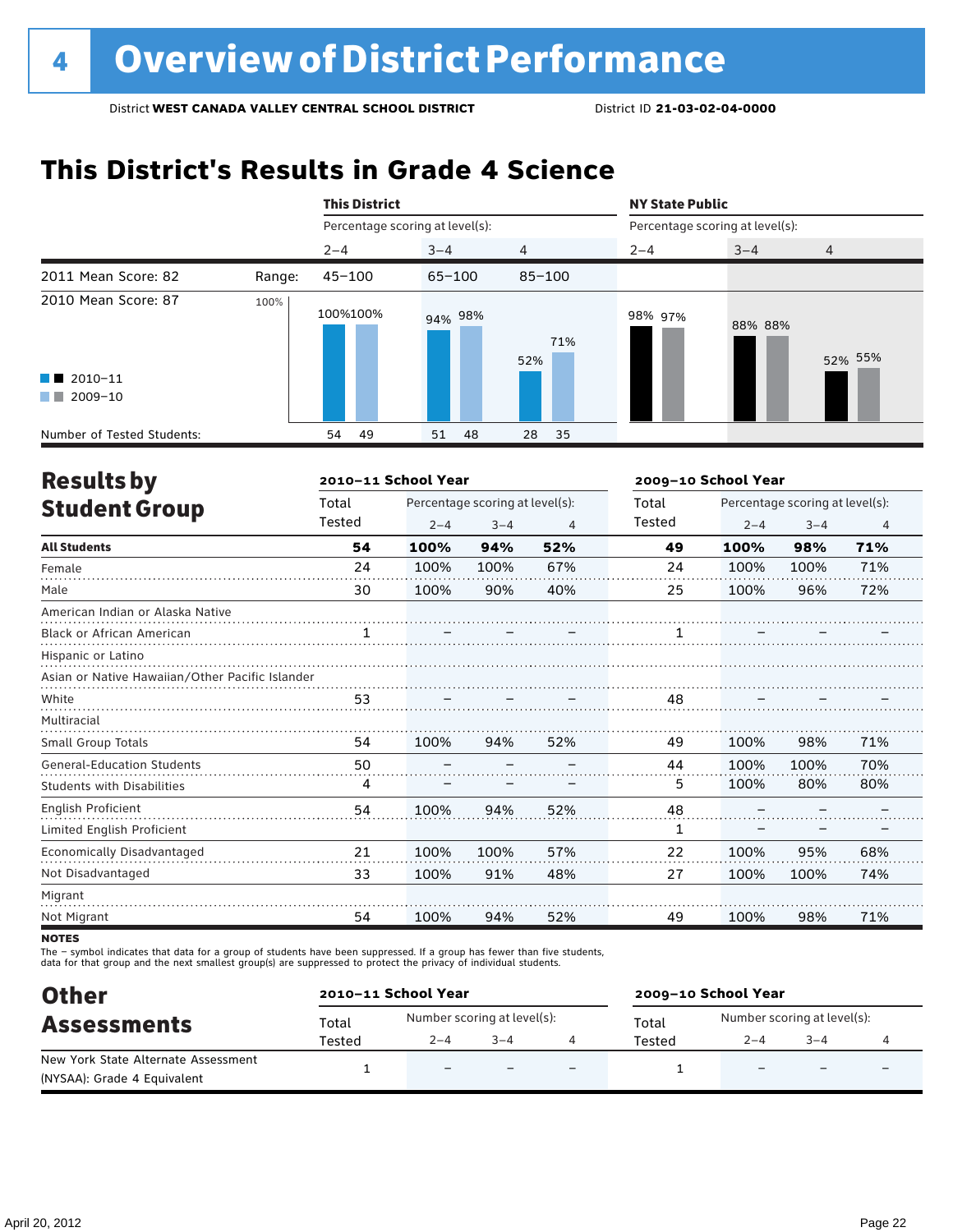# 4 Overview of District Performance

District **WEST CANADA VALLEY CENTRAL SCHOOL DISTRICT** District ID **21-03-02-04-0000**

## This District's Results in Grade 4 Science

| | | This District | | | NY State Public | | |
|---|---|---|---|---|---|---|---|
| | | Percentage scoring at level(s): | | | Percentage scoring at level(s): | | |
| | | 2–4 | 3–4 | 4 | 2–4 | 3–4 | 4 |
| 2011 Mean Score: 82 | Range: | 45–100 | 65–100 | 85–100 | | | |
| 2010 Mean Score: 87 | 2010–11 | 100% | 94% | 52% | 98% | 88% | 52% |
| | 2009–10 | 100% | 98% | 71% | 97% | 88% | 55% |
| Number of Tested Students: | 2010–11 | 54 | 51 | 28 | | | |
| | 2009–10 | 49 | 48 | 35 | | | |

## Results by Student Group

| | 2010–11 School Year | | | | 2009–10 School Year | | | |
|---|---|---|---|---|---|---|---|---|
| | Total Tested | Percentage scoring at level(s): 2–4 | 3–4 | 4 | Total Tested | Percentage scoring at level(s): 2–4 | 3–4 | 4 |
| **All Students** | **54** | **100%** | **94%** | **52%** | **49** | **100%** | **98%** | **71%** |
| Female | 24 | 100% | 100% | 67% | 24 | 100% | 100% | 71% |
| Male | 30 | 100% | 90% | 40% | 25 | 100% | 96% | 72% |
| American Indian or Alaska Native | | | | | | | | |
| Black or African American | 1 | – | – | – | 1 | – | – | – |
| Hispanic or Latino | | | | | | | | |
| Asian or Native Hawaiian/Other Pacific Islander | | | | | | | | |
| White | 53 | – | – | – | 48 | – | – | – |
| Multiracial | | | | | | | | |
| Small Group Totals | 54 | 100% | 94% | 52% | 49 | 100% | 98% | 71% |
| General-Education Students | 50 | – | – | – | 44 | 100% | 100% | 70% |
| Students with Disabilities | 4 | – | – | – | 5 | 100% | 80% | 80% |
| English Proficient | 54 | 100% | 94% | 52% | 48 | – | – | – |
| Limited English Proficient | | | | | 1 | – | – | – |
| Economically Disadvantaged | 21 | 100% | 100% | 57% | 22 | 100% | 95% | 68% |
| Not Disadvantaged | 33 | 100% | 91% | 48% | 27 | 100% | 100% | 74% |
| Migrant | | | | | | | | |
| Not Migrant | 54 | 100% | 94% | 52% | 49 | 100% | 98% | 71% |

**NOTES**

The – symbol indicates that data for a group of students have been suppressed. If a group has fewer than five students, data for that group and the next smallest group(s) are suppressed to protect the privacy of individual students.

## Other Assessments

| | 2010–11 School Year | | | | 2009–10 School Year | | | |
|---|---|---|---|---|---|---|---|---|
| | Total Tested | Number scoring at level(s): 2–4 | 3–4 | 4 | Total Tested | Number scoring at level(s): 2–4 | 3–4 | 4 |
| New York State Alternate Assessment (NYSAA): Grade 4 Equivalent | 1 | – | – | – | 1 | – | – | – |

April 20, 2012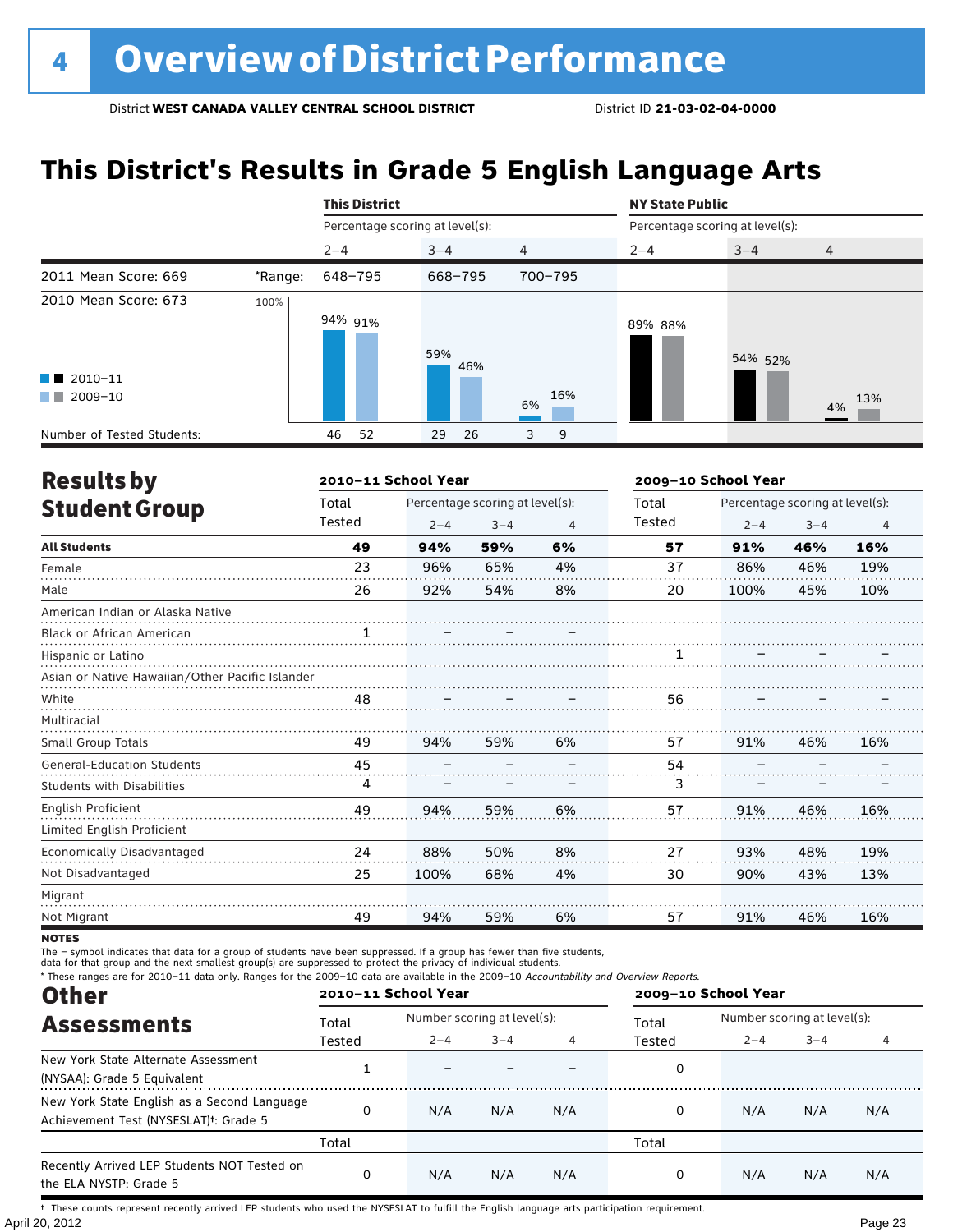# 4 Overview of District Performance

District **WEST CANADA VALLEY CENTRAL SCHOOL DISTRICT** District ID **21-03-02-04-0000**

## This District's Results in Grade 5 English Language Arts

| | | This District | | | NY State Public | | |
|---|---|---|---|---|---|---|---|
| | | Percentage scoring at level(s): | | | Percentage scoring at level(s): | | |
| | | 2–4 | 3–4 | 4 | 2–4 | 3–4 | 4 |
| 2011 Mean Score: 669 | *Range: | 648–795 | 668–795 | 700–795 | | | |
| 2010 Mean Score: 673 | 2010–11 | 94% | 59% | 6% | 89% | 54% | 4% |
| | 2009–10 | 91% | 46% | 16% | 88% | 52% | 13% |
| Number of Tested Students: | 2010–11 | 46 | 29 | 3 | | | |
| | 2009–10 | 52 | 26 | 9 | | | |

## Results by Student Group

| | 2010–11 School Year | | | | 2009–10 School Year | | | |
|---|---|---|---|---|---|---|---|---|
| | Total Tested | Percentage scoring at level(s): 2–4 | 3–4 | 4 | Total Tested | Percentage scoring at level(s): 2–4 | 3–4 | 4 |
| **All Students** | **49** | **94%** | **59%** | **6%** | **57** | **91%** | **46%** | **16%** |
| Female | 23 | 96% | 65% | 4% | 37 | 86% | 46% | 19% |
| Male | 26 | 92% | 54% | 8% | 20 | 100% | 45% | 10% |
| American Indian or Alaska Native | | | | | | | | |
| Black or African American | 1 | – | – | – | | | | |
| Hispanic or Latino | | | | | 1 | – | – | – |
| Asian or Native Hawaiian/Other Pacific Islander | | | | | | | | |
| White | 48 | – | – | – | 56 | – | – | – |
| Multiracial | | | | | | | | |
| Small Group Totals | 49 | 94% | 59% | 6% | 57 | 91% | 46% | 16% |
| General-Education Students | 45 | – | – | – | 54 | – | – | – |
| Students with Disabilities | 4 | – | – | – | 3 | – | – | – |
| English Proficient | 49 | 94% | 59% | 6% | 57 | 91% | 46% | 16% |
| Limited English Proficient | | | | | | | | |
| Economically Disadvantaged | 24 | 88% | 50% | 8% | 27 | 93% | 48% | 19% |
| Not Disadvantaged | 25 | 100% | 68% | 4% | 30 | 90% | 43% | 13% |
| Migrant | | | | | | | | |
| Not Migrant | 49 | 94% | 59% | 6% | 57 | 91% | 46% | 16% |

**NOTES**

The – symbol indicates that data for a group of students have been suppressed. If a group has fewer than five students, data for that group and the next smallest group(s) are suppressed to protect the privacy of individual students.

* These ranges are for 2010–11 data only. Ranges for the 2009–10 data are available in the 2009–10 *Accountability and Overview Reports.*

## Other Assessments

| | 2010–11 School Year | | | | 2009–10 School Year | | | |
|---|---|---|---|---|---|---|---|---|
| | Total Tested | Number scoring at level(s): 2–4 | 3–4 | 4 | Total Tested | Number scoring at level(s): 2–4 | 3–4 | 4 |
| New York State Alternate Assessment (NYSAA): Grade 5 Equivalent | 1 | – | – | – | 0 | | | |
| New York State English as a Second Language Achievement Test (NYSESLAT)†: Grade 5 | 0 | N/A | N/A | N/A | 0 | N/A | N/A | N/A |
| | Total | | | | Total | | | |
| Recently Arrived LEP Students NOT Tested on the ELA NYSTP: Grade 5 | 0 | N/A | N/A | N/A | 0 | N/A | N/A | N/A |

† These counts represent recently arrived LEP students who used the NYSESLAT to fulfill the English language arts participation requirement.

April 20, 2012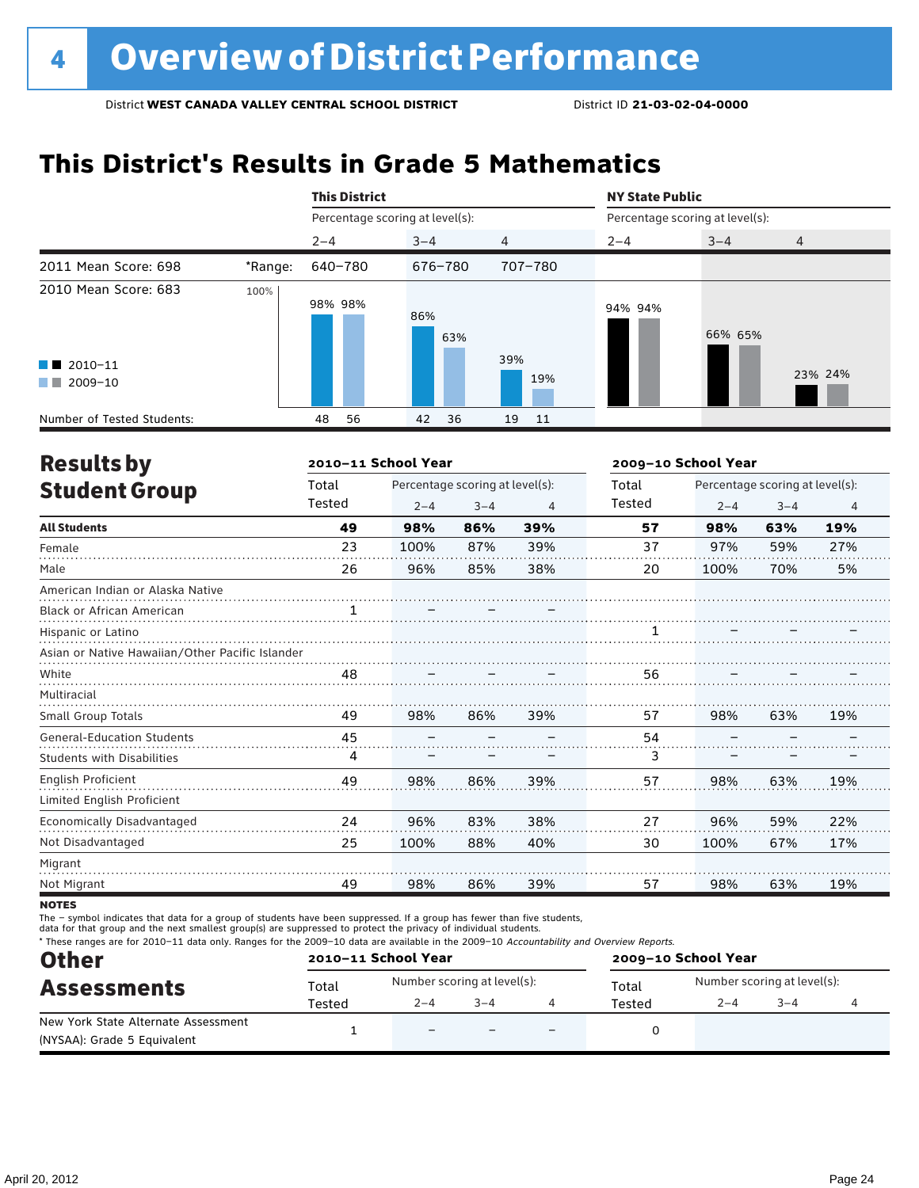# 4 Overview of District Performance

District **WEST CANADA VALLEY CENTRAL SCHOOL DISTRICT** District ID **21-03-02-04-0000**

## This District's Results in Grade 5 Mathematics

| | | This District | | | NY State Public | | |
|---|---|---|---|---|---|---|---|
| | | Percentage scoring at level(s): | | | Percentage scoring at level(s): | | |
| | | 2–4 | 3–4 | 4 | 2–4 | 3–4 | 4 |
| 2011 Mean Score: 698 | *Range: | 640–780 | 676–780 | 707–780 | | | |
| 2010 Mean Score: 683 | 2010–11 | 98% | 86% | 39% | 94% | 66% | 23% |
| | 2009–10 | 98% | 63% | 19% | 94% | 65% | 24% |
| Number of Tested Students: | 2010–11 | 48 | 42 | 19 | | | |
| | 2009–10 | 56 | 36 | 11 | | | |

## Results by Student Group

| | 2010–11 School Year | | | | 2009–10 School Year | | | |
|---|---|---|---|---|---|---|---|---|
| | Total Tested | Percentage scoring at level(s): 2–4 | 3–4 | 4 | Total Tested | Percentage scoring at level(s): 2–4 | 3–4 | 4 |
| **All Students** | **49** | **98%** | **86%** | **39%** | **57** | **98%** | **63%** | **19%** |
| Female | 23 | 100% | 87% | 39% | 37 | 97% | 59% | 27% |
| Male | 26 | 96% | 85% | 38% | 20 | 100% | 70% | 5% |
| American Indian or Alaska Native | | | | | | | | |
| Black or African American | 1 | – | – | – | | | | |
| Hispanic or Latino | | | | | 1 | – | – | – |
| Asian or Native Hawaiian/Other Pacific Islander | | | | | | | | |
| White | 48 | – | – | – | 56 | – | – | – |
| Multiracial | | | | | | | | |
| Small Group Totals | 49 | 98% | 86% | 39% | 57 | 98% | 63% | 19% |
| General-Education Students | 45 | – | – | – | 54 | – | – | – |
| Students with Disabilities | 4 | – | – | – | 3 | – | – | – |
| English Proficient | 49 | 98% | 86% | 39% | 57 | 98% | 63% | 19% |
| Limited English Proficient | | | | | | | | |
| Economically Disadvantaged | 24 | 96% | 83% | 38% | 27 | 96% | 59% | 22% |
| Not Disadvantaged | 25 | 100% | 88% | 40% | 30 | 100% | 67% | 17% |
| Migrant | | | | | | | | |
| Not Migrant | 49 | 98% | 86% | 39% | 57 | 98% | 63% | 19% |

**NOTES**

The – symbol indicates that data for a group of students have been suppressed. If a group has fewer than five students, data for that group and the next smallest group(s) are suppressed to protect the privacy of individual students.

\* These ranges are for 2010–11 data only. Ranges for the 2009–10 data are available in the 2009–10 *Accountability and Overview Reports*.

## Other Assessments

| | 2010–11 School Year | | | | 2009–10 School Year | | | |
|---|---|---|---|---|---|---|---|---|
| | Total Tested | Number scoring at level(s): 2–4 | 3–4 | 4 | Total Tested | Number scoring at level(s): 2–4 | 3–4 | 4 |
| New York State Alternate Assessment (NYSAA): Grade 5 Equivalent | 1 | – | – | – | 0 | | | |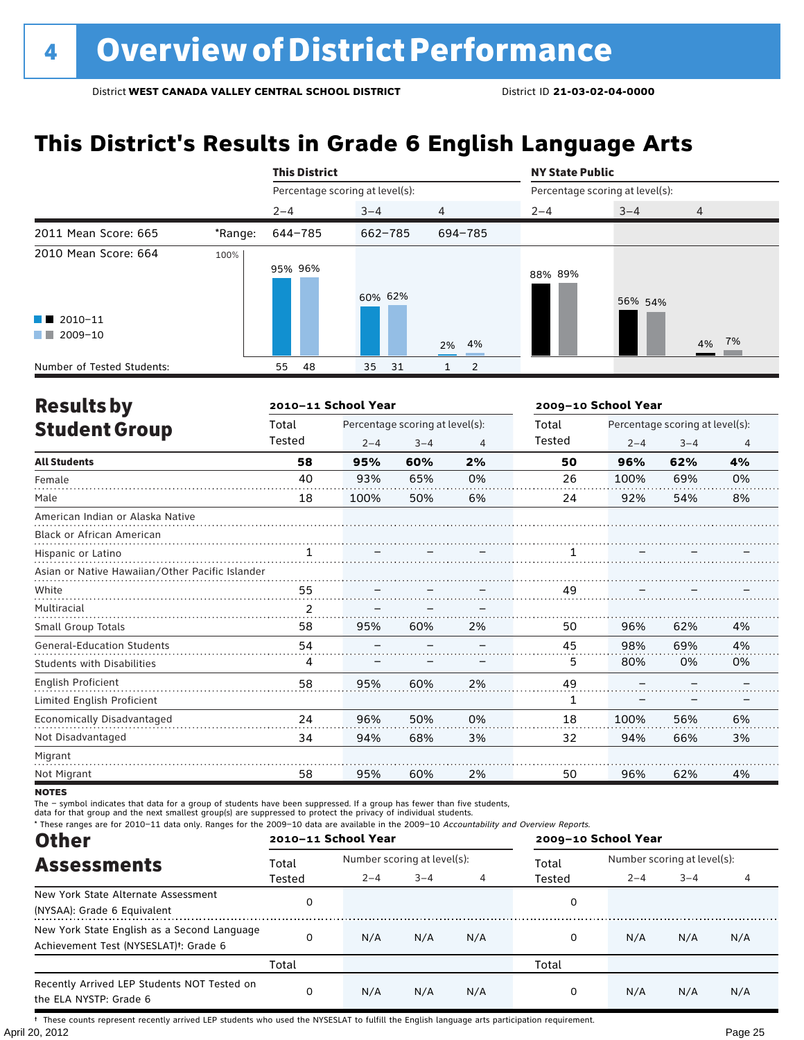# 4 Overview of District Performance

District **WEST CANADA VALLEY CENTRAL SCHOOL DISTRICT** District ID **21-03-02-04-0000**

## This District's Results in Grade 6 English Language Arts

| | | This District | | | NY State Public | | |
|---|---|---|---|---|---|---|---|
| | | Percentage scoring at level(s): | | | Percentage scoring at level(s): | | |
| | | 2–4 | 3–4 | 4 | 2–4 | 3–4 | 4 |
| 2011 Mean Score: 665 | *Range: | 644–785 | 662–785 | 694–785 | | | |
| 2010 Mean Score: 664 | 2010–11 | 95% | 60% | 2% | 88% | 56% | 4% |
| | 2009–10 | 96% | 62% | 4% | 89% | 54% | 7% |
| Number of Tested Students: | 2010–11 | 55 | 35 | 1 | | | |
| | 2009–10 | 48 | 31 | 2 | | | |

## Results by Student Group

| | 2010–11 School Year | | | | 2009–10 School Year | | | |
|---|---|---|---|---|---|---|---|---|
| | Total Tested | Percentage scoring at level(s): 2–4 | 3–4 | 4 | Total Tested | Percentage scoring at level(s): 2–4 | 3–4 | 4 |
| **All Students** | **58** | **95%** | **60%** | **2%** | **50** | **96%** | **62%** | **4%** |
| Female | 40 | 93% | 65% | 0% | 26 | 100% | 69% | 0% |
| Male | 18 | 100% | 50% | 6% | 24 | 92% | 54% | 8% |
| American Indian or Alaska Native | | | | | | | | |
| Black or African American | | | | | | | | |
| Hispanic or Latino | 1 | – | – | – | 1 | – | – | – |
| Asian or Native Hawaiian/Other Pacific Islander | | | | | | | | |
| White | 55 | – | – | – | 49 | – | – | – |
| Multiracial | 2 | – | – | – | | | | |
| Small Group Totals | 58 | 95% | 60% | 2% | 50 | 96% | 62% | 4% |
| General-Education Students | 54 | – | – | – | 45 | 98% | 69% | 4% |
| Students with Disabilities | 4 | – | – | – | 5 | 80% | 0% | 0% |
| English Proficient | 58 | 95% | 60% | 2% | 49 | – | – | – |
| Limited English Proficient | | | | | 1 | – | – | – |
| Economically Disadvantaged | 24 | 96% | 50% | 0% | 18 | 100% | 56% | 6% |
| Not Disadvantaged | 34 | 94% | 68% | 3% | 32 | 94% | 66% | 3% |
| Migrant | | | | | | | | |
| Not Migrant | 58 | 95% | 60% | 2% | 50 | 96% | 62% | 4% |

**NOTES**

The – symbol indicates that data for a group of students have been suppressed. If a group has fewer than five students, data for that group and the next smallest group(s) are suppressed to protect the privacy of individual students.

* These ranges are for 2010–11 data only. Ranges for the 2009–10 data are available in the 2009–10 *Accountability and Overview Reports*.

## Other Assessments

| | 2010–11 School Year | | | | 2009–10 School Year | | | |
|---|---|---|---|---|---|---|---|---|
| | Total Tested | Number scoring at level(s): 2–4 | 3–4 | 4 | Total Tested | Number scoring at level(s): 2–4 | 3–4 | 4 |
| New York State Alternate Assessment (NYSAA): Grade 6 Equivalent | 0 | | | | 0 | | | |
| New York State English as a Second Language Achievement Test (NYSESLAT)†: Grade 6 | 0 | N/A | N/A | N/A | 0 | N/A | N/A | N/A |
| | Total | | | | Total | | | |
| Recently Arrived LEP Students NOT Tested on the ELA NYSTP: Grade 6 | 0 | N/A | N/A | N/A | 0 | N/A | N/A | N/A |

† These counts represent recently arrived LEP students who used the NYSESLAT to fulfill the English language arts participation requirement.

April 20, 2012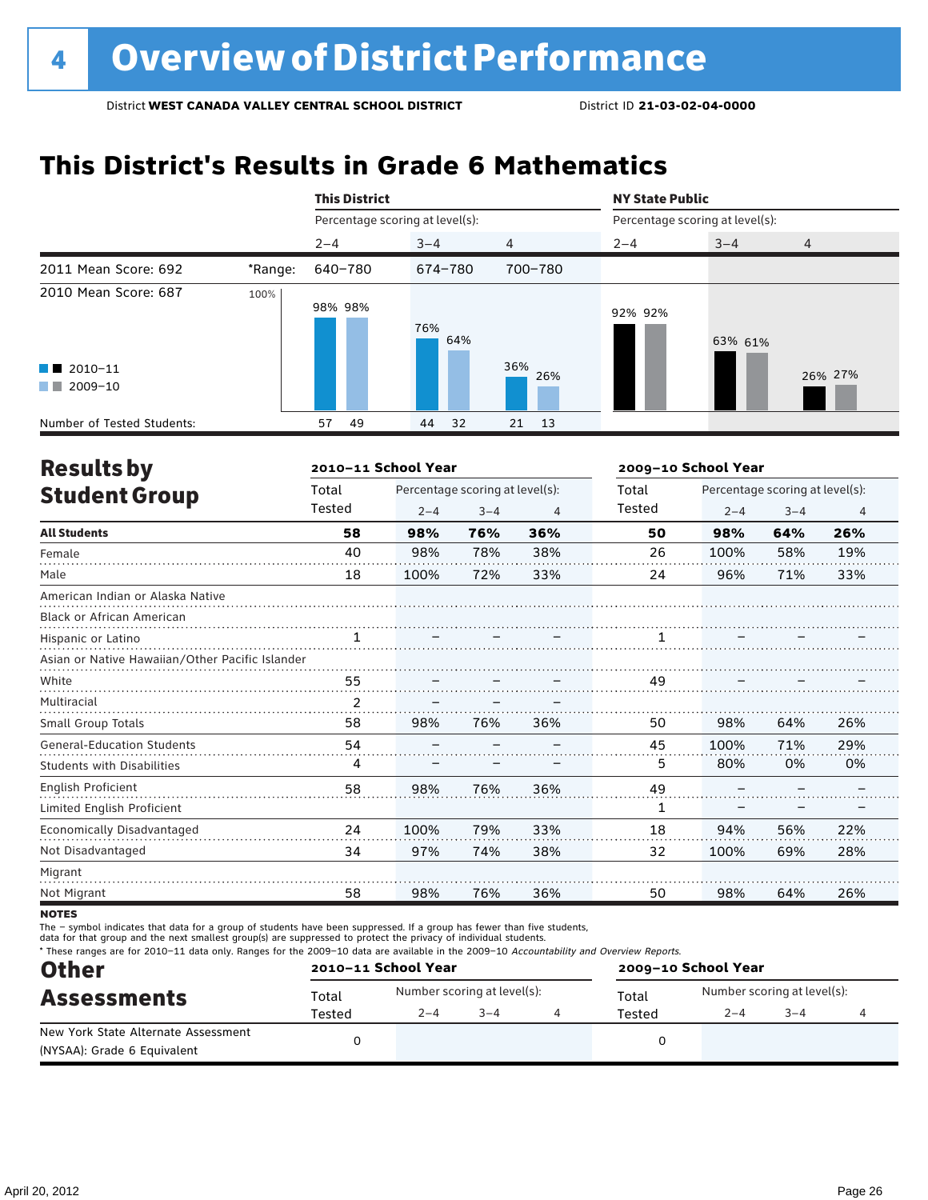# 4 Overview of District Performance

District **WEST CANADA VALLEY CENTRAL SCHOOL DISTRICT** District ID **21-03-02-04-0000**

## This District's Results in Grade 6 Mathematics

| | | This District | | | NY State Public | | |
|---|---|---|---|---|---|---|---|
| | | Percentage scoring at level(s): | | | Percentage scoring at level(s): | | |
| | | 2–4 | 3–4 | 4 | 2–4 | 3–4 | 4 |
| 2011 Mean Score: 692 | *Range: | 640–780 | 674–780 | 700–780 | | | |
| 2010 Mean Score: 687 | | | | | | | |
| 2010–11 | | 98% | 76% | 36% | 92% | 63% | 26% |
| 2009–10 | | 98% | 64% | 26% | 92% | 61% | 27% |
| Number of Tested Students: 2010–11 | | 57 | 44 | 21 | | | |
| Number of Tested Students: 2009–10 | | 49 | 32 | 13 | | | |

## Results by Student Group

| | 2010–11 School Year | | | | 2009–10 School Year | | | |
|---|---|---|---|---|---|---|---|---|
| | Total Tested | Percentage scoring at level(s): 2–4 | 3–4 | 4 | Total Tested | Percentage scoring at level(s): 2–4 | 3–4 | 4 |
| **All Students** | **58** | **98%** | **76%** | **36%** | **50** | **98%** | **64%** | **26%** |
| Female | 40 | 98% | 78% | 38% | 26 | 100% | 58% | 19% |
| Male | 18 | 100% | 72% | 33% | 24 | 96% | 71% | 33% |
| American Indian or Alaska Native | | | | | | | | |
| Black or African American | | | | | | | | |
| Hispanic or Latino | 1 | – | – | – | 1 | – | – | – |
| Asian or Native Hawaiian/Other Pacific Islander | | | | | | | | |
| White | 55 | – | – | – | 49 | – | – | – |
| Multiracial | 2 | – | – | – | | | | |
| Small Group Totals | 58 | 98% | 76% | 36% | 50 | 98% | 64% | 26% |
| General-Education Students | 54 | – | – | – | 45 | 100% | 71% | 29% |
| Students with Disabilities | 4 | – | – | – | 5 | 80% | 0% | 0% |
| English Proficient | 58 | 98% | 76% | 36% | 49 | – | – | – |
| Limited English Proficient | | | | | 1 | – | – | – |
| Economically Disadvantaged | 24 | 100% | 79% | 33% | 18 | 94% | 56% | 22% |
| Not Disadvantaged | 34 | 97% | 74% | 38% | 32 | 100% | 69% | 28% |
| Migrant | | | | | | | | |
| Not Migrant | 58 | 98% | 76% | 36% | 50 | 98% | 64% | 26% |

**NOTES**

The – symbol indicates that data for a group of students have been suppressed. If a group has fewer than five students, data for that group and the next smallest group(s) are suppressed to protect the privacy of individual students.

* These ranges are for 2010–11 data only. Ranges for the 2009–10 data are available in the 2009–10 *Accountability and Overview Reports.*

## Other Assessments

| | 2010–11 School Year | | | | 2009–10 School Year | | | |
|---|---|---|---|---|---|---|---|---|
| | Total Tested | Number scoring at level(s): 2–4 | 3–4 | 4 | Total Tested | Number scoring at level(s): 2–4 | 3–4 | 4 |
| New York State Alternate Assessment (NYSAA): Grade 6 Equivalent | 0 | | | | 0 | | | |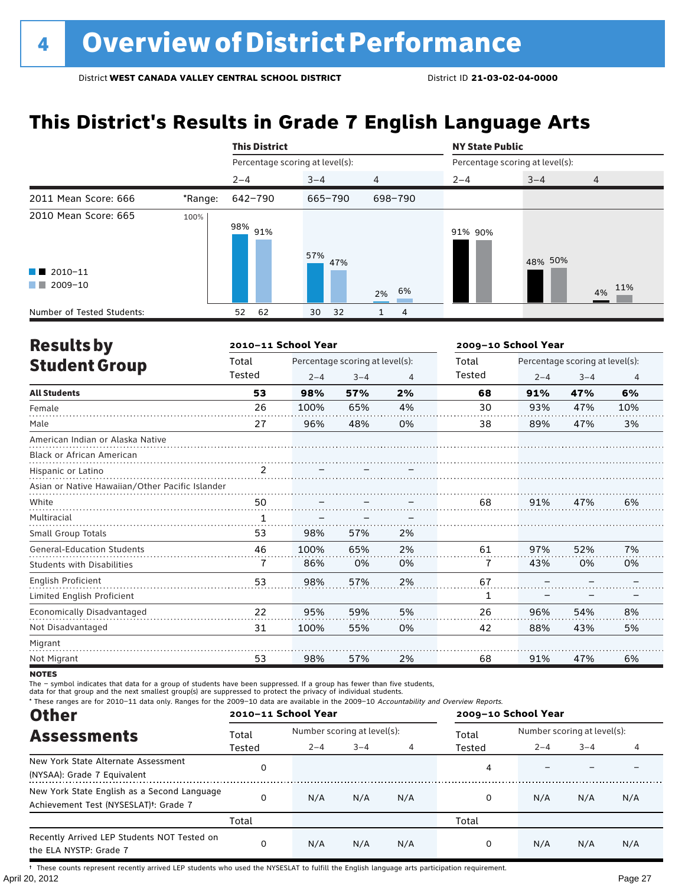# 4 Overview of District Performance

District **WEST CANADA VALLEY CENTRAL SCHOOL DISTRICT** District ID **21-03-02-04-0000**

## This District's Results in Grade 7 English Language Arts

| | | This District | | | NY State Public | | |
|---|---|---|---|---|---|---|---|
| | | Percentage scoring at level(s): | | | Percentage scoring at level(s): | | |
| | | 2–4 | 3–4 | 4 | 2–4 | 3–4 | 4 |
| 2011 Mean Score: 666 | *Range: | 642–790 | 665–790 | 698–790 | | | |
| 2010 Mean Score: 665 | | | | | | | |
| 2010–11 | | 98% | 57% | 2% | 91% | 48% | 4% |
| 2009–10 | | 91% | 47% | 6% | 90% | 50% | 11% |
| Number of Tested Students: 2010–11 | | 52 | 30 | 1 | | | |
| Number of Tested Students: 2009–10 | | 62 | 32 | 4 | | | |

## Results by Student Group

| | 2010–11 School Year | | | | 2009–10 School Year | | | |
|---|---|---|---|---|---|---|---|---|
| | Total Tested | Percentage scoring at level(s): 2–4 | 3–4 | 4 | Total Tested | Percentage scoring at level(s): 2–4 | 3–4 | 4 |
| **All Students** | **53** | **98%** | **57%** | **2%** | **68** | **91%** | **47%** | **6%** |
| Female | 26 | 100% | 65% | 4% | 30 | 93% | 47% | 10% |
| Male | 27 | 96% | 48% | 0% | 38 | 89% | 47% | 3% |
| American Indian or Alaska Native | | | | | | | | |
| Black or African American | | | | | | | | |
| Hispanic or Latino | 2 | – | – | – | | | | |
| Asian or Native Hawaiian/Other Pacific Islander | | | | | | | | |
| White | 50 | – | – | – | 68 | 91% | 47% | 6% |
| Multiracial | 1 | – | – | – | | | | |
| Small Group Totals | 53 | 98% | 57% | 2% | | | | |
| General-Education Students | 46 | 100% | 65% | 2% | 61 | 97% | 52% | 7% |
| Students with Disabilities | 7 | 86% | 0% | 0% | 7 | 43% | 0% | 0% |
| English Proficient | 53 | 98% | 57% | 2% | 67 | – | – | – |
| Limited English Proficient | | | | | 1 | – | – | – |
| Economically Disadvantaged | 22 | 95% | 59% | 5% | 26 | 96% | 54% | 8% |
| Not Disadvantaged | 31 | 100% | 55% | 0% | 42 | 88% | 43% | 5% |
| Migrant | | | | | | | | |
| Not Migrant | 53 | 98% | 57% | 2% | 68 | 91% | 47% | 6% |

**NOTES**

The – symbol indicates that data for a group of students have been suppressed. If a group has fewer than five students, data for that group and the next smallest group(s) are suppressed to protect the privacy of individual students.

\* These ranges are for 2010–11 data only. Ranges for the 2009–10 data are available in the 2009–10 *Accountability and Overview Reports.*

## Other Assessments

| | 2010–11 School Year | | | | 2009–10 School Year | | | |
|---|---|---|---|---|---|---|---|---|
| | Total Tested | Number scoring at level(s): 2–4 | 3–4 | 4 | Total Tested | Number scoring at level(s): 2–4 | 3–4 | 4 |
| New York State Alternate Assessment (NYSAA): Grade 7 Equivalent | 0 | | | | 4 | – | – | – |
| New York State English as a Second Language Achievement Test (NYSESLAT)†: Grade 7 | 0 | N/A | N/A | N/A | 0 | N/A | N/A | N/A |
| | Total | | | | Total | | | |
| Recently Arrived LEP Students NOT Tested on the ELA NYSTP: Grade 7 | 0 | N/A | N/A | N/A | 0 | N/A | N/A | N/A |

† These counts represent recently arrived LEP students who used the NYSESLAT to fulfill the English language arts participation requirement.

April 20, 2012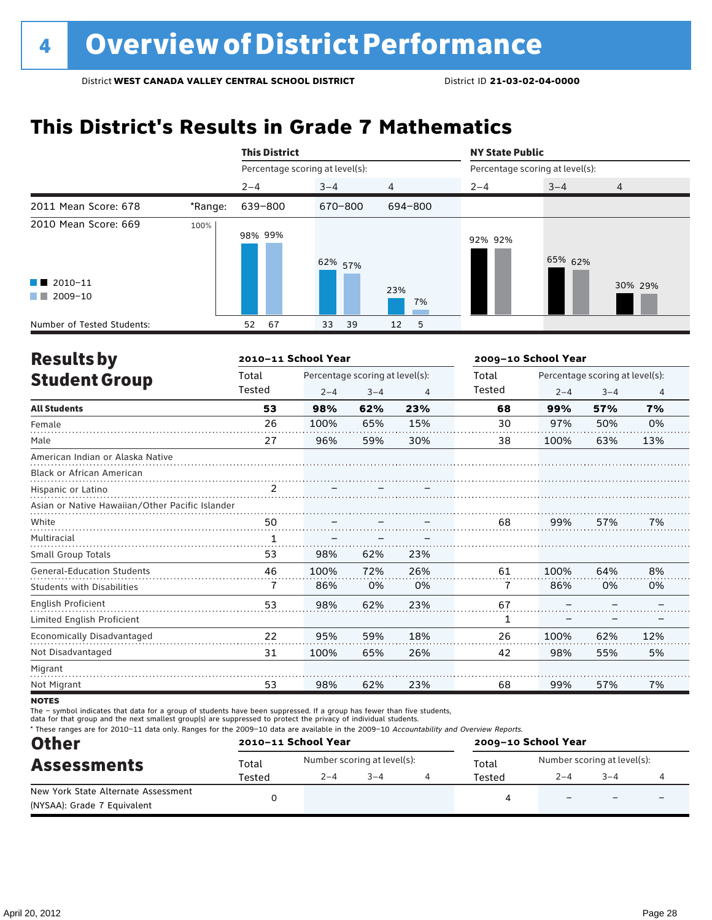# 4 Overview of District Performance

District **WEST CANADA VALLEY CENTRAL SCHOOL DISTRICT** District ID **21-03-02-04-0000**

## This District's Results in Grade 7 Mathematics

| | | This District | | | NY State Public | | |
|---|---|---|---|---|---|---|---|
| | | Percentage scoring at level(s): | | | Percentage scoring at level(s): | | |
| | | 2–4 | 3–4 | 4 | 2–4 | 3–4 | 4 |
| 2011 Mean Score: 678 | *Range: | 639–800 | 670–800 | 694–800 | | | |
| 2010 Mean Score: 669 | 2010–11 | 98% | 62% | 23% | 92% | 65% | 30% |
| | 2009–10 | 99% | 57% | 7% | 92% | 62% | 29% |
| Number of Tested Students: | 2010–11 | 52 | 33 | 12 | | | |
| | 2009–10 | 67 | 39 | 5 | | | |

## Results by Student Group

| | 2010–11 School Year | | | | 2009–10 School Year | | | |
|---|---|---|---|---|---|---|---|---|
| | Total Tested | Percentage scoring at level(s): 2–4 | 3–4 | 4 | Total Tested | Percentage scoring at level(s): 2–4 | 3–4 | 4 |
| **All Students** | **53** | **98%** | **62%** | **23%** | **68** | **99%** | **57%** | **7%** |
| Female | 26 | 100% | 65% | 15% | 30 | 97% | 50% | 0% |
| Male | 27 | 96% | 59% | 30% | 38 | 100% | 63% | 13% |
| American Indian or Alaska Native | | | | | | | | |
| Black or African American | | | | | | | | |
| Hispanic or Latino | 2 | – | – | – | | | | |
| Asian or Native Hawaiian/Other Pacific Islander | | | | | | | | |
| White | 50 | – | – | – | 68 | 99% | 57% | 7% |
| Multiracial | 1 | – | – | – | | | | |
| Small Group Totals | 53 | 98% | 62% | 23% | | | | |
| General-Education Students | 46 | 100% | 72% | 26% | 61 | 100% | 64% | 8% |
| Students with Disabilities | 7 | 86% | 0% | 0% | 7 | 86% | 0% | 0% |
| English Proficient | 53 | 98% | 62% | 23% | 67 | – | – | – |
| Limited English Proficient | | | | | 1 | – | – | – |
| Economically Disadvantaged | 22 | 95% | 59% | 18% | 26 | 100% | 62% | 12% |
| Not Disadvantaged | 31 | 100% | 65% | 26% | 42 | 98% | 55% | 5% |
| Migrant | | | | | | | | |
| Not Migrant | 53 | 98% | 62% | 23% | 68 | 99% | 57% | 7% |

**NOTES**

The – symbol indicates that data for a group of students have been suppressed. If a group has fewer than five students, data for that group and the next smallest group(s) are suppressed to protect the privacy of individual students.

* These ranges are for 2010–11 data only. Ranges for the 2009–10 data are available in the 2009–10 *Accountability and Overview Reports*.

## Other Assessments

| | 2010–11 School Year | | | | 2009–10 School Year | | | |
|---|---|---|---|---|---|---|---|---|
| | Total Tested | Number scoring at level(s): 2–4 | 3–4 | 4 | Total Tested | Number scoring at level(s): 2–4 | 3–4 | 4 |
| New York State Alternate Assessment (NYSAA): Grade 7 Equivalent | 0 | | | | 4 | – | – | – |

April 20, 2012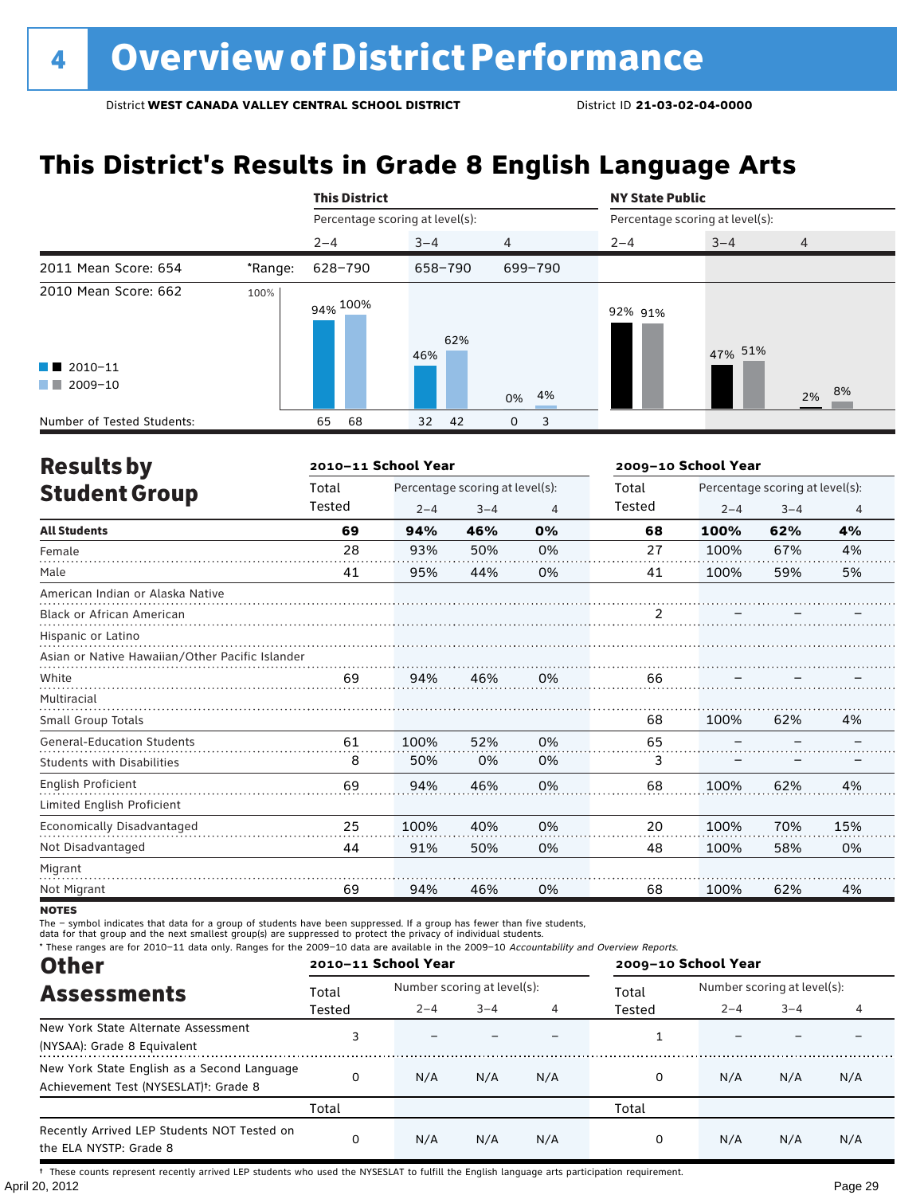# 4 Overview of District Performance

District **WEST CANADA VALLEY CENTRAL SCHOOL DISTRICT** District ID **21-03-02-04-0000**

## This District's Results in Grade 8 English Language Arts

| | | This District | | | NY State Public | | |
|---|---|---|---|---|---|---|---|
| | | Percentage scoring at level(s): | | | Percentage scoring at level(s): | | |
| | | 2–4 | 3–4 | 4 | 2–4 | 3–4 | 4 |
| 2011 Mean Score: 654 | *Range: | 628–790 | 658–790 | 699–790 | | | |
| 2010 Mean Score: 662 | 2010–11 | 94% | 46% | 0% | 92% | 47% | 2% |
| | 2009–10 | 100% | 62% | 4% | 91% | 51% | 8% |
| Number of Tested Students: | 2010–11 | 65 | 32 | 0 | | | |
| | 2009–10 | 68 | 42 | 3 | | | |

## Results by Student Group

| | 2010–11 School Year | | | | 2009–10 School Year | | | |
|---|---|---|---|---|---|---|---|---|
| | Total Tested | Percentage scoring at level(s): 2–4 | 3–4 | 4 | Total Tested | Percentage scoring at level(s): 2–4 | 3–4 | 4 |
| **All Students** | **69** | **94%** | **46%** | **0%** | **68** | **100%** | **62%** | **4%** |
| Female | 28 | 93% | 50% | 0% | 27 | 100% | 67% | 4% |
| Male | 41 | 95% | 44% | 0% | 41 | 100% | 59% | 5% |
| American Indian or Alaska Native | | | | | | | | |
| Black or African American | | | | | 2 | – | – | – |
| Hispanic or Latino | | | | | | | | |
| Asian or Native Hawaiian/Other Pacific Islander | | | | | | | | |
| White | 69 | 94% | 46% | 0% | 66 | – | – | – |
| Multiracial | | | | | | | | |
| Small Group Totals | | | | | 68 | 100% | 62% | 4% |
| General-Education Students | 61 | 100% | 52% | 0% | 65 | – | – | – |
| Students with Disabilities | 8 | 50% | 0% | 0% | 3 | – | – | – |
| English Proficient | 69 | 94% | 46% | 0% | 68 | 100% | 62% | 4% |
| Limited English Proficient | | | | | | | | |
| Economically Disadvantaged | 25 | 100% | 40% | 0% | 20 | 100% | 70% | 15% |
| Not Disadvantaged | 44 | 91% | 50% | 0% | 48 | 100% | 58% | 0% |
| Migrant | | | | | | | | |
| Not Migrant | 69 | 94% | 46% | 0% | 68 | 100% | 62% | 4% |

**NOTES**

The – symbol indicates that data for a group of students have been suppressed. If a group has fewer than five students, data for that group and the next smallest group(s) are suppressed to protect the privacy of individual students.

* These ranges are for 2010–11 data only. Ranges for the 2009–10 data are available in the 2009–10 *Accountability and Overview Reports.*

## Other Assessments

| | 2010–11 School Year | | | | 2009–10 School Year | | | |
|---|---|---|---|---|---|---|---|---|
| | Total Tested | Number scoring at level(s): 2–4 | 3–4 | 4 | Total Tested | Number scoring at level(s): 2–4 | 3–4 | 4 |
| New York State Alternate Assessment (NYSAA): Grade 8 Equivalent | 3 | – | – | – | 1 | – | – | – |
| New York State English as a Second Language Achievement Test (NYSESLAT)†: Grade 8 | 0 | N/A | N/A | N/A | 0 | N/A | N/A | N/A |
| | Total | | | | Total | | | |
| Recently Arrived LEP Students NOT Tested on the ELA NYSTP: Grade 8 | 0 | N/A | N/A | N/A | 0 | N/A | N/A | N/A |

† These counts represent recently arrived LEP students who used the NYSESLAT to fulfill the English language arts participation requirement.

April 20, 2012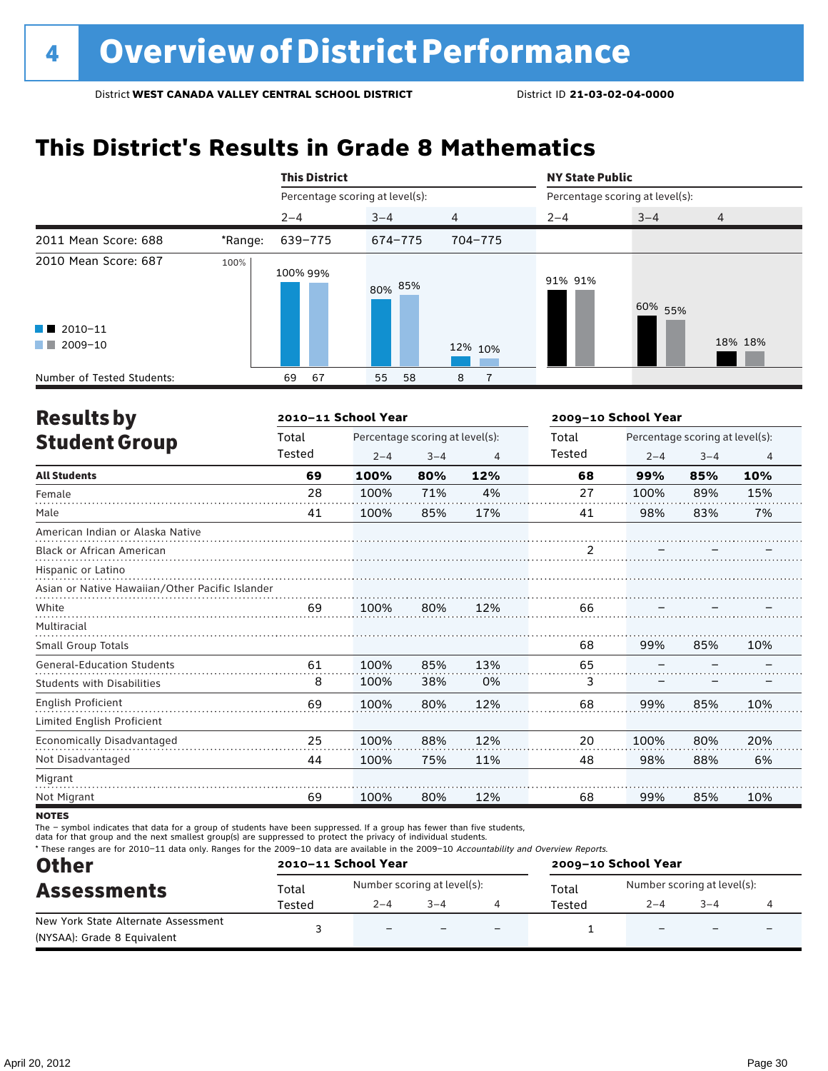# 4 Overview of District Performance

District **WEST CANADA VALLEY CENTRAL SCHOOL DISTRICT** District ID **21-03-02-04-0000**

## This District's Results in Grade 8 Mathematics

| | | This District | | | NY State Public | | |
|---|---|---|---|---|---|---|---|
| | | Percentage scoring at level(s): | | | Percentage scoring at level(s): | | |
| | | 2–4 | 3–4 | 4 | 2–4 | 3–4 | 4 |
| 2011 Mean Score: 688 | *Range: | 639–775 | 674–775 | 704–775 | | | |
| 2010 Mean Score: 687 | 2010–11 | 100% | 80% | 12% | 91% | 60% | 18% |
| | 2009–10 | 99% | 85% | 10% | 91% | 55% | 18% |
| Number of Tested Students: | 2010–11 | 69 | 55 | 8 | | | |
| | 2009–10 | 67 | 58 | 7 | | | |

## Results by Student Group

| | 2010–11 School Year | | | | 2009–10 School Year | | | |
|---|---|---|---|---|---|---|---|---|
| | Total Tested | Percentage scoring at level(s): 2–4 | 3–4 | 4 | Total Tested | Percentage scoring at level(s): 2–4 | 3–4 | 4 |
| **All Students** | **69** | **100%** | **80%** | **12%** | **68** | **99%** | **85%** | **10%** |
| Female | 28 | 100% | 71% | 4% | 27 | 100% | 89% | 15% |
| Male | 41 | 100% | 85% | 17% | 41 | 98% | 83% | 7% |
| American Indian or Alaska Native | | | | | | | | |
| Black or African American | | | | | 2 | – | – | – |
| Hispanic or Latino | | | | | | | | |
| Asian or Native Hawaiian/Other Pacific Islander | | | | | | | | |
| White | 69 | 100% | 80% | 12% | 66 | – | – | – |
| Multiracial | | | | | | | | |
| Small Group Totals | | | | | 68 | 99% | 85% | 10% |
| General-Education Students | 61 | 100% | 85% | 13% | 65 | – | – | – |
| Students with Disabilities | 8 | 100% | 38% | 0% | 3 | – | – | – |
| English Proficient | 69 | 100% | 80% | 12% | 68 | 99% | 85% | 10% |
| Limited English Proficient | | | | | | | | |
| Economically Disadvantaged | 25 | 100% | 88% | 12% | 20 | 100% | 80% | 20% |
| Not Disadvantaged | 44 | 100% | 75% | 11% | 48 | 98% | 88% | 6% |
| Migrant | | | | | | | | |
| Not Migrant | 69 | 100% | 80% | 12% | 68 | 99% | 85% | 10% |

**NOTES**

The – symbol indicates that data for a group of students have been suppressed. If a group has fewer than five students, data for that group and the next smallest group(s) are suppressed to protect the privacy of individual students.

* These ranges are for 2010–11 data only. Ranges for the 2009–10 data are available in the 2009–10 *Accountability and Overview Reports.*

## Other Assessments

| | 2010–11 School Year | | | | 2009–10 School Year | | | |
|---|---|---|---|---|---|---|---|---|
| | Total Tested | Number scoring at level(s): 2–4 | 3–4 | 4 | Total Tested | Number scoring at level(s): 2–4 | 3–4 | 4 |
| New York State Alternate Assessment (NYSAA): Grade 8 Equivalent | 3 | – | – | – | 1 | – | – | – |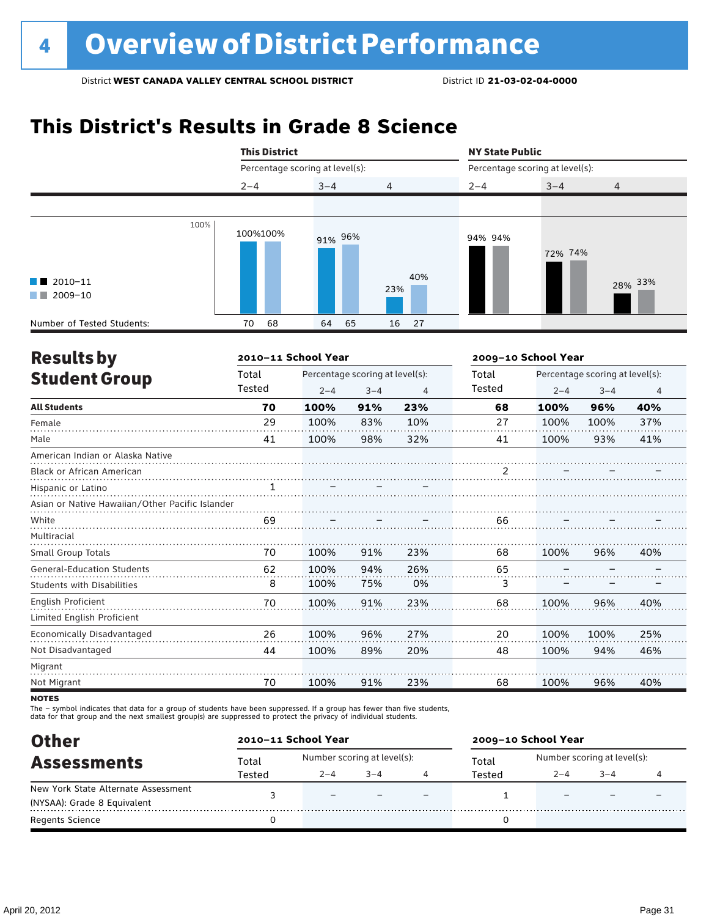# 4 Overview of District Performance

District **WEST CANADA VALLEY CENTRAL SCHOOL DISTRICT** District ID **21-03-02-04-0000**

## This District's Results in Grade 8 Science

| | This District | | | | | | NY State Public | | | | | |
|---|---|---|---|---|---|---|---|---|---|---|---|---|
| | Percentage scoring at level(s): | | | | | | Percentage scoring at level(s): | | | | | |
| | 2–4 | | 3–4 | | 4 | | 2–4 | | 3–4 | | 4 | |
| | 2010–11 | 2009–10 | 2010–11 | 2009–10 | 2010–11 | 2009–10 | 2010–11 | 2009–10 | 2010–11 | 2009–10 | 2010–11 | 2009–10 |
| Percentage | 100% | 100% | 91% | 96% | 23% | 40% | 94% | 94% | 72% | 74% | 28% | 33% |
| Number of Tested Students: | 70 | 68 | 64 | 65 | 16 | 27 | | | | | | |

## Results by Student Group

| | 2010–11 School Year | | | | 2009–10 School Year | | | |
|---|---|---|---|---|---|---|---|---|
| | Total Tested | Percentage scoring at level(s): | | | Total Tested | Percentage scoring at level(s): | | |
| | | 2–4 | 3–4 | 4 | | 2–4 | 3–4 | 4 |
| **All Students** | **70** | **100%** | **91%** | **23%** | **68** | **100%** | **96%** | **40%** |
| Female | 29 | 100% | 83% | 10% | 27 | 100% | 100% | 37% |
| Male | 41 | 100% | 98% | 32% | 41 | 100% | 93% | 41% |
| American Indian or Alaska Native | | | | | | | | |
| Black or African American | | | | | 2 | – | – | – |
| Hispanic or Latino | 1 | – | – | – | | | | |
| Asian or Native Hawaiian/Other Pacific Islander | | | | | | | | |
| White | 69 | – | – | – | 66 | – | – | – |
| Multiracial | | | | | | | | |
| Small Group Totals | 70 | 100% | 91% | 23% | 68 | 100% | 96% | 40% |
| General-Education Students | 62 | 100% | 94% | 26% | 65 | – | – | – |
| Students with Disabilities | 8 | 100% | 75% | 0% | 3 | – | – | – |
| English Proficient | 70 | 100% | 91% | 23% | 68 | 100% | 96% | 40% |
| Limited English Proficient | | | | | | | | |
| Economically Disadvantaged | 26 | 100% | 96% | 27% | 20 | 100% | 100% | 25% |
| Not Disadvantaged | 44 | 100% | 89% | 20% | 48 | 100% | 94% | 46% |
| Migrant | | | | | | | | |
| Not Migrant | 70 | 100% | 91% | 23% | 68 | 100% | 96% | 40% |

**NOTES**

The – symbol indicates that data for a group of students have been suppressed. If a group has fewer than five students, data for that group and the next smallest group(s) are suppressed to protect the privacy of individual students.

## Other Assessments

| | 2010–11 School Year | | | | 2009–10 School Year | | | |
|---|---|---|---|---|---|---|---|---|
| | Total Tested | Number scoring at level(s): | | | Total Tested | Number scoring at level(s): | | |
| | | 2–4 | 3–4 | 4 | | 2–4 | 3–4 | 4 |
| New York State Alternate Assessment (NYSAA): Grade 8 Equivalent | 3 | – | – | – | 1 | – | – | – |
| Regents Science | 0 | | | | 0 | | | |

April 20, 2012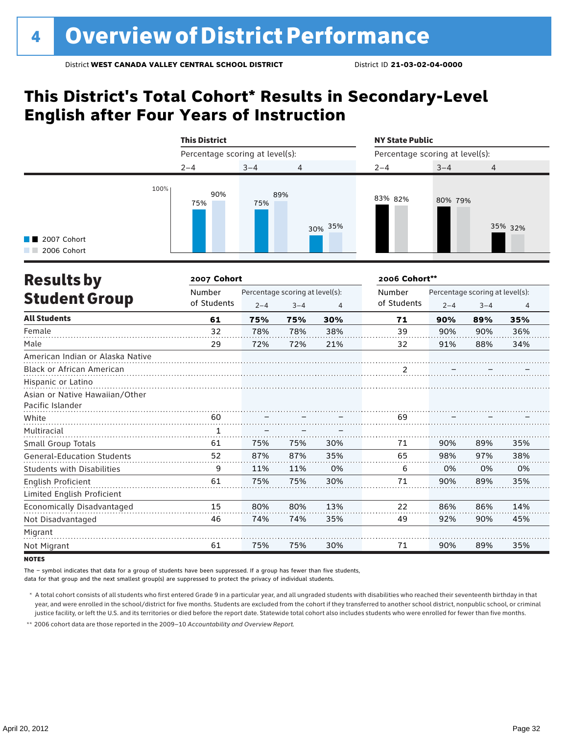# 4 Overview of District Performance

District **WEST CANADA VALLEY CENTRAL SCHOOL DISTRICT** District ID **21-03-02-04-0000**

## This District's Total Cohort* Results in Secondary-Level English after Four Years of Instruction

| | This District | | | NY State Public | | |
|---|---|---|---|---|---|---|
| Percentage scoring at level(s): | 2–4 | 3–4 | 4 | 2–4 | 3–4 | 4 |
| 2007 Cohort | 75% | 75% | 30% | 83% | 80% | 35% |
| 2006 Cohort | 90% | 89% | 35% | 82% | 79% | 32% |

## Results by Student Group

| | 2007 Cohort | | | | 2006 Cohort** | | | |
|---|---|---|---|---|---|---|---|---|
| | Number of Students | Percentage scoring at level(s): 2–4 | 3–4 | 4 | Number of Students | Percentage scoring at level(s): 2–4 | 3–4 | 4 |
| **All Students** | **61** | **75%** | **75%** | **30%** | **71** | **90%** | **89%** | **35%** |
| Female | 32 | 78% | 78% | 38% | 39 | 90% | 90% | 36% |
| Male | 29 | 72% | 72% | 21% | 32 | 91% | 88% | 34% |
| American Indian or Alaska Native | | | | | | | | |
| Black or African American | | | | | 2 | – | – | – |
| Hispanic or Latino | | | | | | | | |
| Asian or Native Hawaiian/Other Pacific Islander | | | | | | | | |
| White | 60 | – | – | – | 69 | – | – | – |
| Multiracial | 1 | – | – | – | | | | |
| Small Group Totals | 61 | 75% | 75% | 30% | 71 | 90% | 89% | 35% |
| General-Education Students | 52 | 87% | 87% | 35% | 65 | 98% | 97% | 38% |
| Students with Disabilities | 9 | 11% | 11% | 0% | 6 | 0% | 0% | 0% |
| English Proficient | 61 | 75% | 75% | 30% | 71 | 90% | 89% | 35% |
| Limited English Proficient | | | | | | | | |
| Economically Disadvantaged | 15 | 80% | 80% | 13% | 22 | 86% | 86% | 14% |
| Not Disadvantaged | 46 | 74% | 74% | 35% | 49 | 92% | 90% | 45% |
| Migrant | | | | | | | | |
| Not Migrant | 61 | 75% | 75% | 30% | 71 | 90% | 89% | 35% |

**NOTES**

The – symbol indicates that data for a group of students have been suppressed. If a group has fewer than five students, data for that group and the next smallest group(s) are suppressed to protect the privacy of individual students.

\* A total cohort consists of all students who first entered Grade 9 in a particular year, and all ungraded students with disabilities who reached their seventeenth birthday in that year, and were enrolled in the school/district for five months. Students are excluded from the cohort if they transferred to another school district, nonpublic school, or criminal justice facility, or left the U.S. and its territories or died before the report date. Statewide total cohort also includes students who were enrolled for fewer than five months.

\*\* 2006 cohort data are those reported in the 2009–10 *Accountability and Overview Report.*

April 20, 2012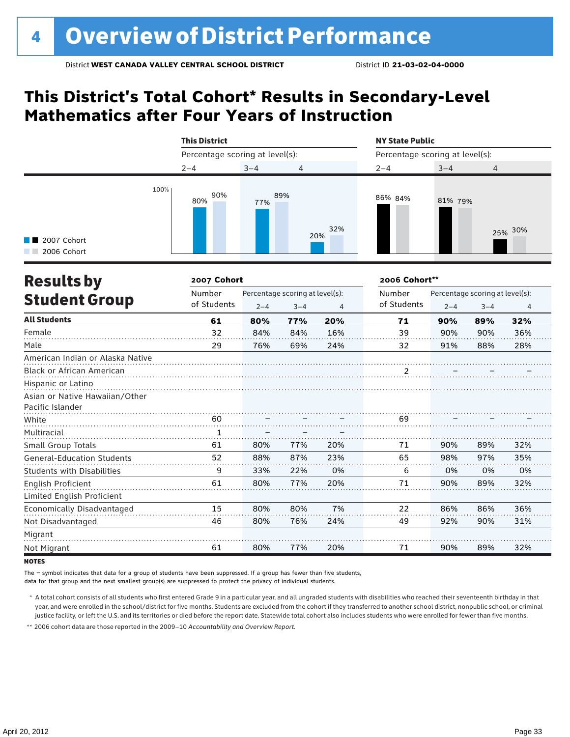# 4 Overview of District Performance

District **WEST CANADA VALLEY CENTRAL SCHOOL DISTRICT** District ID **21-03-02-04-0000**

## This District's Total Cohort* Results in Secondary-Level Mathematics after Four Years of Instruction

**This District**
Percentage scoring at level(s):
2–4 3–4 4

**NY State Public**
Percentage scoring at level(s):
2–4 3–4 4

100%

80% 90% 77% 89% 20% 32%

86% 84% 81% 79% 25% 30%

2007 Cohort
2006 Cohort

## Results by Student Group

| | 2007 Cohort | | | | 2006 Cohort** | | | |
|---|---|---|---|---|---|---|---|---|
| | Number of Students | Percentage scoring at level(s): 2–4 | 3–4 | 4 | Number of Students | Percentage scoring at level(s): 2–4 | 3–4 | 4 |
| **All Students** | **61** | **80%** | **77%** | **20%** | **71** | **90%** | **89%** | **32%** |
| Female | 32 | 84% | 84% | 16% | 39 | 90% | 90% | 36% |
| Male | 29 | 76% | 69% | 24% | 32 | 91% | 88% | 28% |
| American Indian or Alaska Native | | | | | | | | |
| Black or African American | | | | | 2 | – | – | – |
| Hispanic or Latino | | | | | | | | |
| Asian or Native Hawaiian/Other Pacific Islander | | | | | | | | |
| White | 60 | – | – | – | 69 | – | – | – |
| Multiracial | 1 | – | – | – | | | | |
| Small Group Totals | 61 | 80% | 77% | 20% | 71 | 90% | 89% | 32% |
| General-Education Students | 52 | 88% | 87% | 23% | 65 | 98% | 97% | 35% |
| Students with Disabilities | 9 | 33% | 22% | 0% | 6 | 0% | 0% | 0% |
| English Proficient | 61 | 80% | 77% | 20% | 71 | 90% | 89% | 32% |
| Limited English Proficient | | | | | | | | |
| Economically Disadvantaged | 15 | 80% | 80% | 7% | 22 | 86% | 86% | 36% |
| Not Disadvantaged | 46 | 80% | 76% | 24% | 49 | 92% | 90% | 31% |
| Migrant | | | | | | | | |
| Not Migrant | 61 | 80% | 77% | 20% | 71 | 90% | 89% | 32% |

**NOTES**

The – symbol indicates that data for a group of students have been suppressed. If a group has fewer than five students, data for that group and the next smallest group(s) are suppressed to protect the privacy of individual students.

\* A total cohort consists of all students who first entered Grade 9 in a particular year, and all ungraded students with disabilities who reached their seventeenth birthday in that year, and were enrolled in the school/district for five months. Students are excluded from the cohort if they transferred to another school district, nonpublic school, or criminal justice facility, or left the U.S. and its territories or died before the report date. Statewide total cohort also includes students who were enrolled for fewer than five months.

\*\* 2006 cohort data are those reported in the 2009–10 *Accountability and Overview Report*.

April 20, 2012